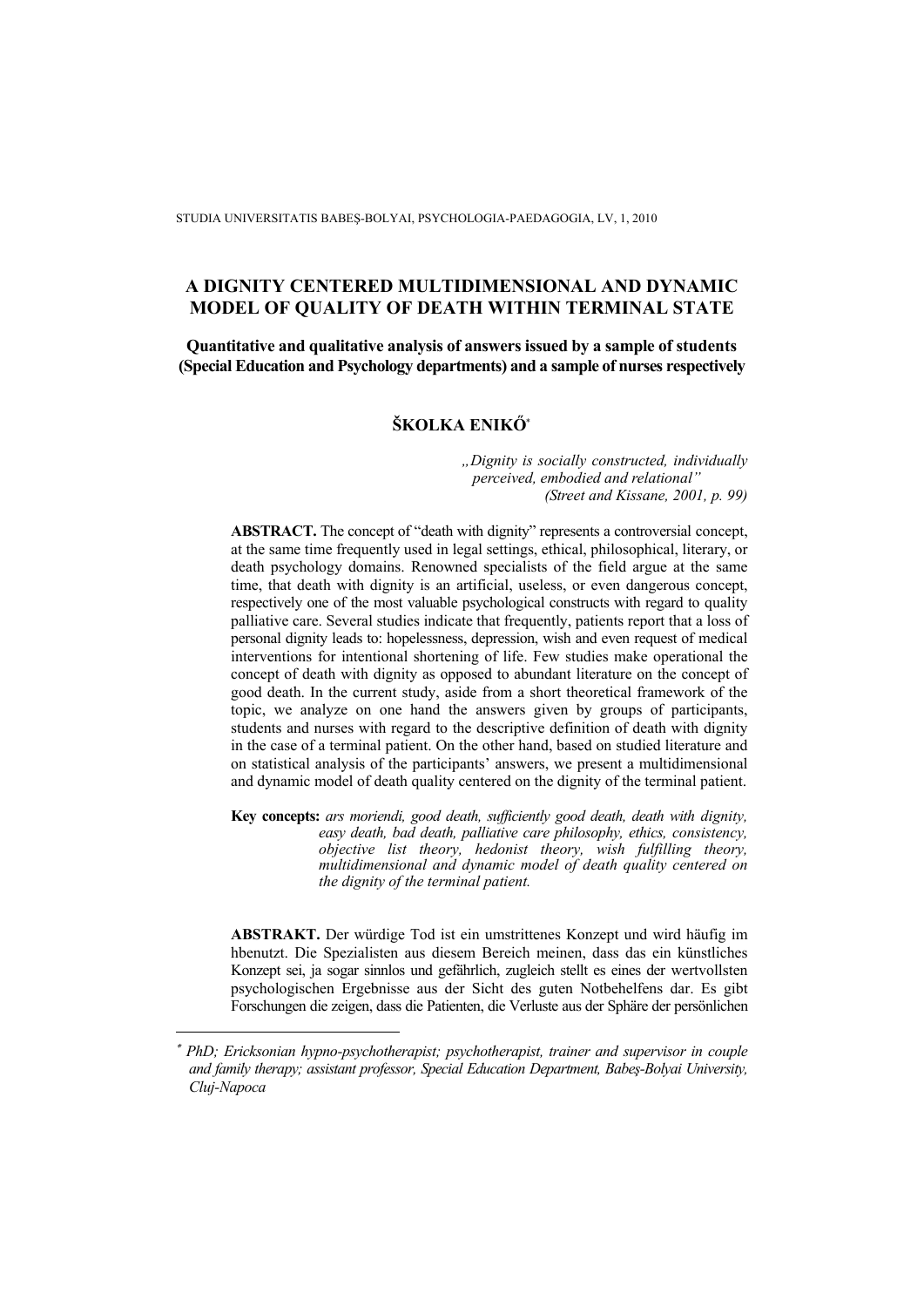# A DIGNITY CENTERED MULTIDIMENSIONAL AND DYNAMIC MODEL OF QUALITY OF DEATH WITHIN TERMINAL STATE

## Quantitative and qualitative analysis of answers issued by a sample of students (Special Education and Psychology departments) and a sample of nurses respectively

### ŠKOLKA ENIKŐ[*]

> *„Dignity is socially constructed, individually perceived, embodied and relational"*
> *(Street and Kissane, 2001, p. 99)*

**ABSTRACT.** The concept of "death with dignity" represents a controversial concept, at the same time frequently used in legal settings, ethical, philosophical, literary, or death psychology domains. Renowned specialists of the field argue at the same time, that death with dignity is an artificial, useless, or even dangerous concept, respectively one of the most valuable psychological constructs with regard to quality palliative care. Several studies indicate that frequently, patients report that a loss of personal dignity leads to: hopelessness, depression, wish and even request of medical interventions for intentional shortening of life. Few studies make operational the concept of death with dignity as opposed to abundant literature on the concept of good death. In the current study, aside from a short theoretical framework of the topic, we analyze on one hand the answers given by groups of participants, students and nurses with regard to the descriptive definition of death with dignity in the case of a terminal patient. On the other hand, based on studied literature and on statistical analysis of the participants' answers, we present a multidimensional and dynamic model of death quality centered on the dignity of the terminal patient.

**Key concepts:** *ars moriendi, good death, sufficiently good death, death with dignity, easy death, bad death, palliative care philosophy, ethics, consistency, objective list theory, hedonist theory, wish fulfilling theory, multidimensional and dynamic model of death quality centered on the dignity of the terminal patient.*

**ABSTRAKT.** Der würdige Tod ist ein umstrittenes Konzept und wird häufig im hbenutzt. Die Spezialisten aus diesem Bereich meinen, dass das ein künstliches Konzept sei, ja sogar sinnlos und gefährlich, zugleich stellt es eines der wertvollsten psychologischen Ergebnisse aus der Sicht des guten Notbehelfens dar. Es gibt Forschungen die zeigen, dass die Patienten, die Verluste aus der Sphäre der persönlichen

---

[*] *PhD; Ericksonian hypno-psychotherapist; psychotherapist, trainer and supervisor in couple and family therapy; assistant professor, Special Education Department, Babeş-Bolyai University, Cluj-Napoca*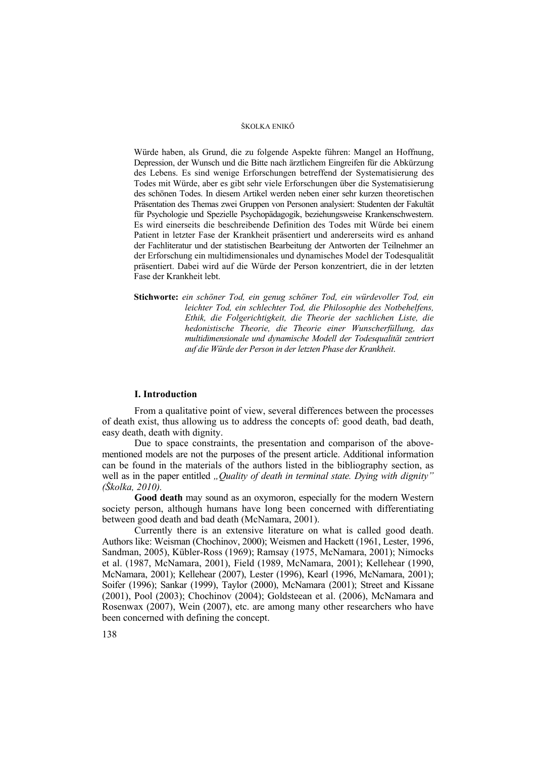Würde haben, als Grund, die zu folgende Aspekte führen: Mangel an Hoffnung, Depression, der Wunsch und die Bitte nach ärztlichem Eingreifen für die Abkürzung des Lebens. Es sind wenige Erforschungen betreffend der Systematisierung des Todes mit Würde, aber es gibt sehr viele Erforschungen über die Systematisierung des schönen Todes. In diesem Artikel werden neben einer sehr kurzen theoretischen Präsentation des Themas zwei Gruppen von Personen analysiert: Studenten der Fakultät für Psychologie und Spezielle Psychopädagogik, beziehungsweise Krankenschwestern. Es wird einerseits die beschreibende Definition des Todes mit Würde bei einem Patient in letzter Fase der Krankheit präsentiert und andererseits wird es anhand der Fachliteratur und der statistischen Bearbeitung der Antworten der Teilnehmer an der Erforschung ein multidimensionales und dynamisches Model der Todesqualität präsentiert. Dabei wird auf die Würde der Person konzentriert, die in der letzten Fase der Krankheit lebt.

**Stichworte:** *ein schöner Tod, ein genug schöner Tod, ein würdevoller Tod, ein leichter Tod, ein schlechter Tod, die Philosophie des Notbehelfens, Ethik, die Folgerichtigkeit, die Theorie der sachlichen Liste, die hedonistische Theorie, die Theorie einer Wunscherfüllung, das multidimensionale und dynamische Modell der Todesqualität zentriert auf die Würde der Person in der letzten Phase der Krankheit*.

## I. Introduction

From a qualitative point of view, several differences between the processes of death exist, thus allowing us to address the concepts of: good death, bad death, easy death, death with dignity.

Due to space constraints, the presentation and comparison of the above-mentioned models are not the purposes of the present article. Additional information can be found in the materials of the authors listed in the bibliography section, as well as in the paper entitled *„Quality of death in terminal state. Dying with dignity" (Školka, 2010).*

**Good death** may sound as an oxymoron, especially for the modern Western society person, although humans have long been concerned with differentiating between good death and bad death (McNamara, 2001).

Currently there is an extensive literature on what is called good death. Authors like: Weisman (Chochinov, 2000); Weismen and Hackett (1961, Lester, 1996, Sandman, 2005), Kübler-Ross (1969); Ramsay (1975, McNamara, 2001); Nimocks et al. (1987, McNamara, 2001), Field (1989, McNamara, 2001); Kellehear (1990, McNamara, 2001); Kellehear (2007), Lester (1996), Kearl (1996, McNamara, 2001); Soifer (1996); Sankar (1999), Taylor (2000), McNamara (2001); Street and Kissane (2001), Pool (2003); Chochinov (2004); Goldsteean et al. (2006), McNamara and Rosenwax (2007), Wein (2007), etc. are among many other researchers who have been concerned with defining the concept.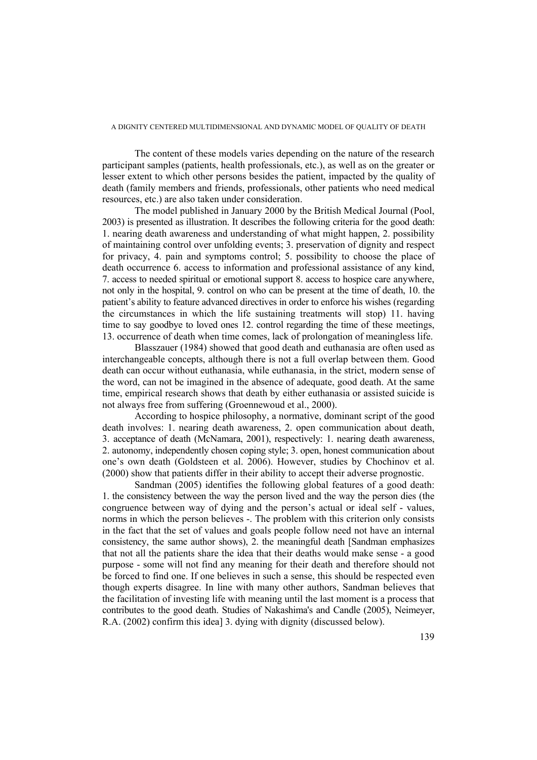The content of these models varies depending on the nature of the research participant samples (patients, health professionals, etc.), as well as on the greater or lesser extent to which other persons besides the patient, impacted by the quality of death (family members and friends, professionals, other patients who need medical resources, etc.) are also taken under consideration.

The model published in January 2000 by the British Medical Journal (Pool, 2003) is presented as illustration. It describes the following criteria for the good death: 1. nearing death awareness and understanding of what might happen, 2. possibility of maintaining control over unfolding events; 3. preservation of dignity and respect for privacy, 4. pain and symptoms control; 5. possibility to choose the place of death occurrence 6. access to information and professional assistance of any kind, 7. access to needed spiritual or emotional support 8. access to hospice care anywhere, not only in the hospital, 9. control on who can be present at the time of death, 10. the patient's ability to feature advanced directives in order to enforce his wishes (regarding the circumstances in which the life sustaining treatments will stop) 11. having time to say goodbye to loved ones 12. control regarding the time of these meetings, 13. occurrence of death when time comes, lack of prolongation of meaningless life.

Blasszauer (1984) showed that good death and euthanasia are often used as interchangeable concepts, although there is not a full overlap between them. Good death can occur without euthanasia, while euthanasia, in the strict, modern sense of the word, can not be imagined in the absence of adequate, good death. At the same time, empirical research shows that death by either euthanasia or assisted suicide is not always free from suffering (Groennewoud et al., 2000).

According to hospice philosophy, a normative, dominant script of the good death involves: 1. nearing death awareness, 2. open communication about death, 3. acceptance of death (McNamara, 2001), respectively: 1. nearing death awareness, 2. autonomy, independently chosen coping style; 3. open, honest communication about one's own death (Goldsteen et al. 2006). However, studies by Chochinov et al. (2000) show that patients differ in their ability to accept their adverse prognostic.

Sandman (2005) identifies the following global features of a good death: 1. the consistency between the way the person lived and the way the person dies (the congruence between way of dying and the person's actual or ideal self - values, norms in which the person believes -. The problem with this criterion only consists in the fact that the set of values and goals people follow need not have an internal consistency, the same author shows), 2. the meaningful death [Sandman emphasizes that not all the patients share the idea that their deaths would make sense - a good purpose - some will not find any meaning for their death and therefore should not be forced to find one. If one believes in such a sense, this should be respected even though experts disagree. In line with many other authors, Sandman believes that the facilitation of investing life with meaning until the last moment is a process that contributes to the good death. Studies of Nakashima's and Candle (2005), Neimeyer, R.A. (2002) confirm this idea] 3. dying with dignity (discussed below).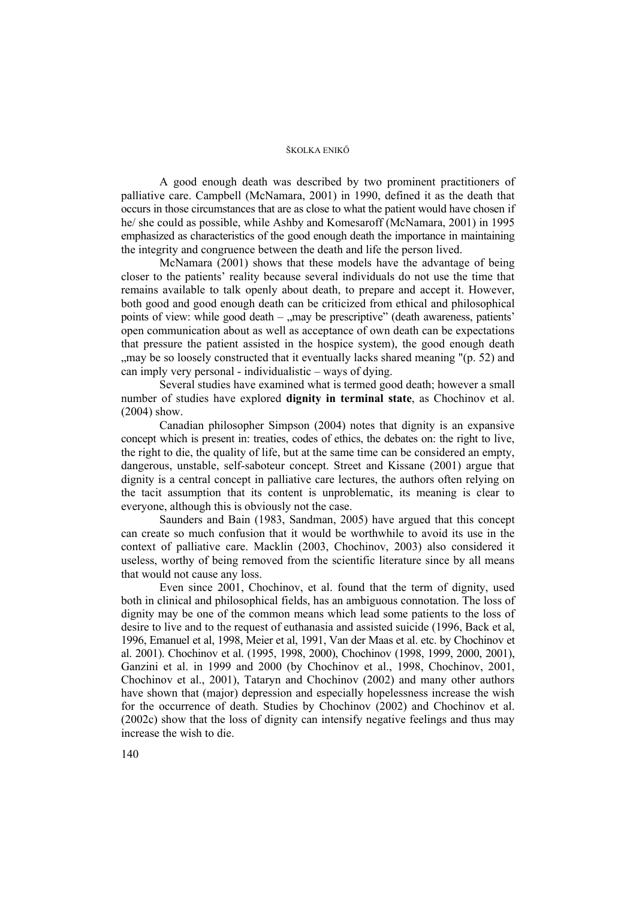A good enough death was described by two prominent practitioners of palliative care. Campbell (McNamara, 2001) in 1990, defined it as the death that occurs in those circumstances that are as close to what the patient would have chosen if he/ she could as possible, while Ashby and Komesaroff (McNamara, 2001) in 1995 emphasized as characteristics of the good enough death the importance in maintaining the integrity and congruence between the death and life the person lived.

McNamara (2001) shows that these models have the advantage of being closer to the patients' reality because several individuals do not use the time that remains available to talk openly about death, to prepare and accept it. However, both good and good enough death can be criticized from ethical and philosophical points of view: while good death – „may be prescriptive" (death awareness, patients' open communication about as well as acceptance of own death can be expectations that pressure the patient assisted in the hospice system), the good enough death „may be so loosely constructed that it eventually lacks shared meaning "(p. 52) and can imply very personal - individualistic – ways of dying.

Several studies have examined what is termed good death; however a small number of studies have explored **dignity in terminal state**, as Chochinov et al. (2004) show.

Canadian philosopher Simpson (2004) notes that dignity is an expansive concept which is present in: treaties, codes of ethics, the debates on: the right to live, the right to die, the quality of life, but at the same time can be considered an empty, dangerous, unstable, self-saboteur concept. Street and Kissane (2001) argue that dignity is a central concept in palliative care lectures, the authors often relying on the tacit assumption that its content is unproblematic, its meaning is clear to everyone, although this is obviously not the case.

Saunders and Bain (1983, Sandman, 2005) have argued that this concept can create so much confusion that it would be worthwhile to avoid its use in the context of palliative care. Macklin (2003, Chochinov, 2003) also considered it useless, worthy of being removed from the scientific literature since by all means that would not cause any loss.

Even since 2001, Chochinov, et al. found that the term of dignity, used both in clinical and philosophical fields, has an ambiguous connotation. The loss of dignity may be one of the common means which lead some patients to the loss of desire to live and to the request of euthanasia and assisted suicide (1996, Back et al, 1996, Emanuel et al, 1998, Meier et al, 1991, Van der Maas et al. etc. by Chochinov et al. 2001). Chochinov et al. (1995, 1998, 2000), Chochinov (1998, 1999, 2000, 2001), Ganzini et al. in 1999 and 2000 (by Chochinov et al., 1998, Chochinov, 2001, Chochinov et al., 2001), Tataryn and Chochinov (2002) and many other authors have shown that (major) depression and especially hopelessness increase the wish for the occurrence of death. Studies by Chochinov (2002) and Chochinov et al. (2002c) show that the loss of dignity can intensify negative feelings and thus may increase the wish to die.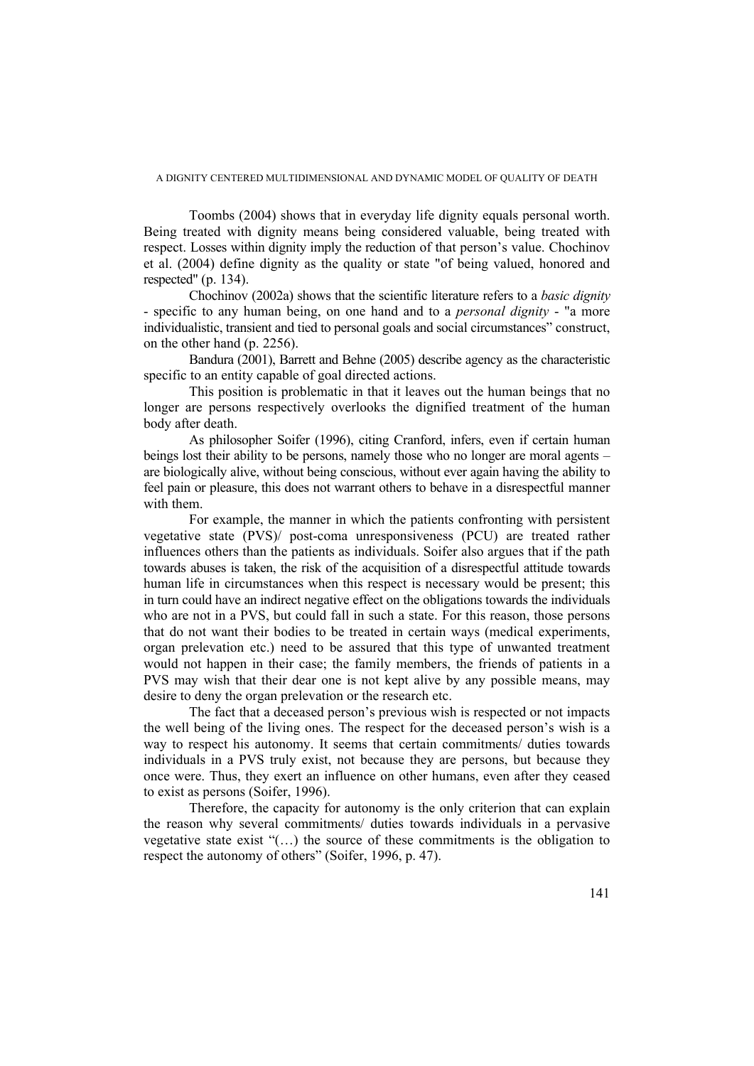Toombs (2004) shows that in everyday life dignity equals personal worth. Being treated with dignity means being considered valuable, being treated with respect. Losses within dignity imply the reduction of that person's value. Chochinov et al. (2004) define dignity as the quality or state "of being valued, honored and respected" (p. 134).

Chochinov (2002a) shows that the scientific literature refers to a *basic dignity* - specific to any human being, on one hand and to a *personal dignity* - "a more individualistic, transient and tied to personal goals and social circumstances" construct, on the other hand (p. 2256).

Bandura (2001), Barrett and Behne (2005) describe agency as the characteristic specific to an entity capable of goal directed actions.

This position is problematic in that it leaves out the human beings that no longer are persons respectively overlooks the dignified treatment of the human body after death.

As philosopher Soifer (1996), citing Cranford, infers, even if certain human beings lost their ability to be persons, namely those who no longer are moral agents – are biologically alive, without being conscious, without ever again having the ability to feel pain or pleasure, this does not warrant others to behave in a disrespectful manner with them.

For example, the manner in which the patients confronting with persistent vegetative state (PVS)/ post-coma unresponsiveness (PCU) are treated rather influences others than the patients as individuals. Soifer also argues that if the path towards abuses is taken, the risk of the acquisition of a disrespectful attitude towards human life in circumstances when this respect is necessary would be present; this in turn could have an indirect negative effect on the obligations towards the individuals who are not in a PVS, but could fall in such a state. For this reason, those persons that do not want their bodies to be treated in certain ways (medical experiments, organ prelevation etc.) need to be assured that this type of unwanted treatment would not happen in their case; the family members, the friends of patients in a PVS may wish that their dear one is not kept alive by any possible means, may desire to deny the organ prelevation or the research etc.

The fact that a deceased person's previous wish is respected or not impacts the well being of the living ones. The respect for the deceased person's wish is a way to respect his autonomy. It seems that certain commitments/ duties towards individuals in a PVS truly exist, not because they are persons, but because they once were. Thus, they exert an influence on other humans, even after they ceased to exist as persons (Soifer, 1996).

Therefore, the capacity for autonomy is the only criterion that can explain the reason why several commitments/ duties towards individuals in a pervasive vegetative state exist "(…) the source of these commitments is the obligation to respect the autonomy of others" (Soifer, 1996, p. 47).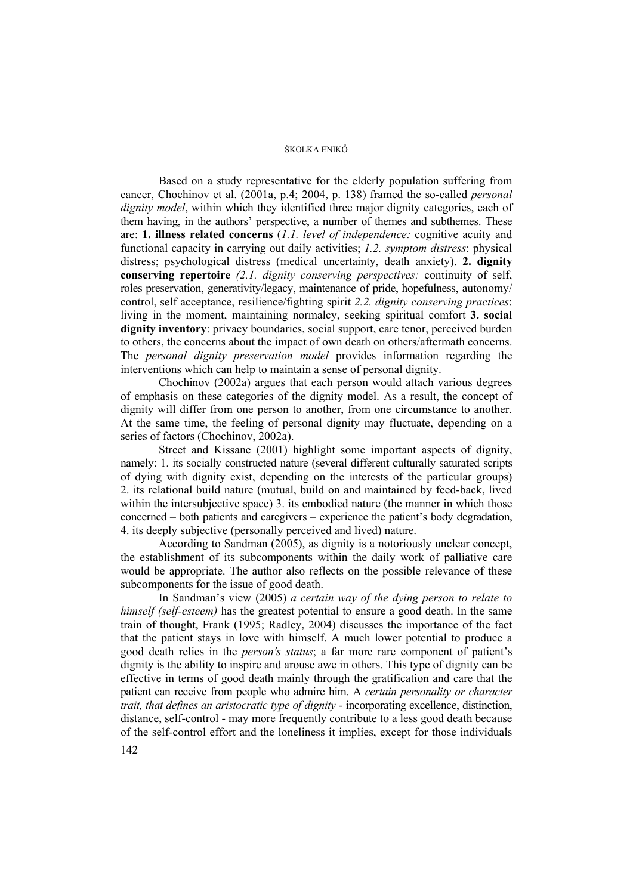Based on a study representative for the elderly population suffering from cancer, Chochinov et al. (2001a, p.4; 2004, p. 138) framed the so-called *personal dignity model*, within which they identified three major dignity categories, each of them having, in the authors' perspective, a number of themes and subthemes. These are: **1. illness related concerns** (*1.1. level of independence:* cognitive acuity and functional capacity in carrying out daily activities; *1.2. symptom distress*: physical distress; psychological distress (medical uncertainty, death anxiety). **2. dignity conserving repertoire** *(2.1. dignity conserving perspectives:* continuity of self, roles preservation, generativity/legacy, maintenance of pride, hopefulness, autonomy/control, self acceptance, resilience/fighting spirit *2.2. dignity conserving practices*: living in the moment, maintaining normalcy, seeking spiritual comfort **3. social dignity inventory**: privacy boundaries, social support, care tenor, perceived burden to others, the concerns about the impact of own death on others/aftermath concerns. The *personal dignity preservation model* provides information regarding the interventions which can help to maintain a sense of personal dignity.

Chochinov (2002a) argues that each person would attach various degrees of emphasis on these categories of the dignity model. As a result, the concept of dignity will differ from one person to another, from one circumstance to another. At the same time, the feeling of personal dignity may fluctuate, depending on a series of factors (Chochinov, 2002a).

Street and Kissane (2001) highlight some important aspects of dignity, namely: 1. its socially constructed nature (several different culturally saturated scripts of dying with dignity exist, depending on the interests of the particular groups) 2. its relational build nature (mutual, build on and maintained by feed-back, lived within the intersubjective space) 3. its embodied nature (the manner in which those concerned – both patients and caregivers – experience the patient's body degradation, 4. its deeply subjective (personally perceived and lived) nature.

According to Sandman (2005), as dignity is a notoriously unclear concept, the establishment of its subcomponents within the daily work of palliative care would be appropriate. The author also reflects on the possible relevance of these subcomponents for the issue of good death.

In Sandman's view (2005) *a certain way of the dying person to relate to himself (self-esteem)* has the greatest potential to ensure a good death. In the same train of thought, Frank (1995; Radley, 2004) discusses the importance of the fact that the patient stays in love with himself. A much lower potential to produce a good death relies in the *person's status*; a far more rare component of patient's dignity is the ability to inspire and arouse awe in others. This type of dignity can be effective in terms of good death mainly through the gratification and care that the patient can receive from people who admire him. A *certain personality or character trait, that defines an aristocratic type of dignity* - incorporating excellence, distinction, distance, self-control - may more frequently contribute to a less good death because of the self-control effort and the loneliness it implies, except for those individuals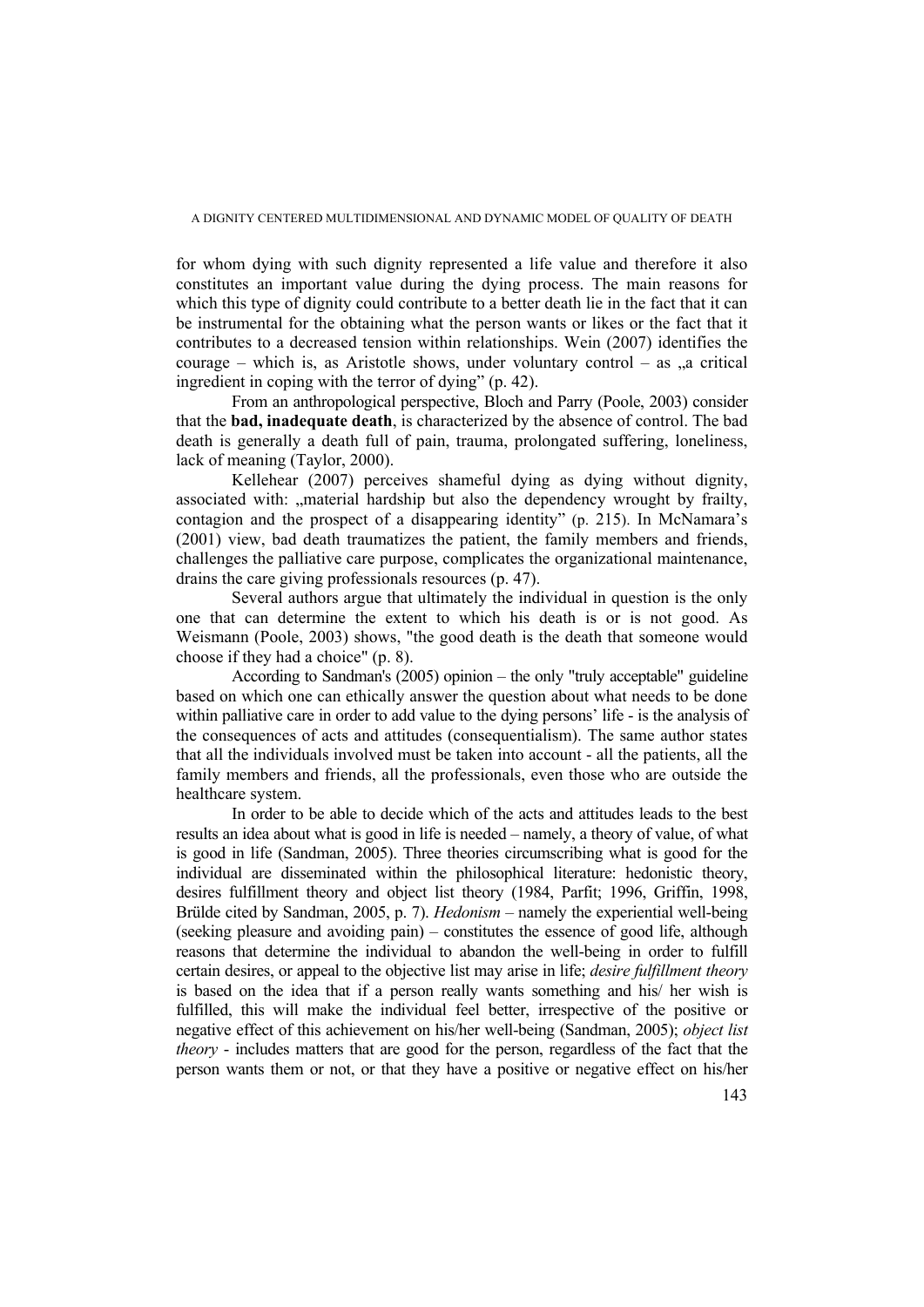for whom dying with such dignity represented a life value and therefore it also constitutes an important value during the dying process. The main reasons for which this type of dignity could contribute to a better death lie in the fact that it can be instrumental for the obtaining what the person wants or likes or the fact that it contributes to a decreased tension within relationships. Wein (2007) identifies the courage – which is, as Aristotle shows, under voluntary control – as „a critical ingredient in coping with the terror of dying" (p. 42).

From an anthropological perspective, Bloch and Parry (Poole, 2003) consider that the **bad, inadequate death**, is characterized by the absence of control. The bad death is generally a death full of pain, trauma, prolongated suffering, loneliness, lack of meaning (Taylor, 2000).

Kellehear (2007) perceives shameful dying as dying without dignity, associated with: „material hardship but also the dependency wrought by frailty, contagion and the prospect of a disappearing identity" (p. 215). In McNamara's (2001) view, bad death traumatizes the patient, the family members and friends, challenges the palliative care purpose, complicates the organizational maintenance, drains the care giving professionals resources (p. 47).

Several authors argue that ultimately the individual in question is the only one that can determine the extent to which his death is or is not good. As Weismann (Poole, 2003) shows, "the good death is the death that someone would choose if they had a choice" (p. 8).

According to Sandman's (2005) opinion – the only "truly acceptable" guideline based on which one can ethically answer the question about what needs to be done within palliative care in order to add value to the dying persons' life - is the analysis of the consequences of acts and attitudes (consequentialism). The same author states that all the individuals involved must be taken into account - all the patients, all the family members and friends, all the professionals, even those who are outside the healthcare system.

In order to be able to decide which of the acts and attitudes leads to the best results an idea about what is good in life is needed – namely, a theory of value, of what is good in life (Sandman, 2005). Three theories circumscribing what is good for the individual are disseminated within the philosophical literature: hedonistic theory, desires fulfillment theory and object list theory (1984, Parfit; 1996, Griffin, 1998, Brülde cited by Sandman, 2005, p. 7). *Hedonism* – namely the experiential well-being (seeking pleasure and avoiding pain) – constitutes the essence of good life, although reasons that determine the individual to abandon the well-being in order to fulfill certain desires, or appeal to the objective list may arise in life; *desire fulfillment theory* is based on the idea that if a person really wants something and his/ her wish is fulfilled, this will make the individual feel better, irrespective of the positive or negative effect of this achievement on his/her well-being (Sandman, 2005); *object list theory* - includes matters that are good for the person, regardless of the fact that the person wants them or not, or that they have a positive or negative effect on his/her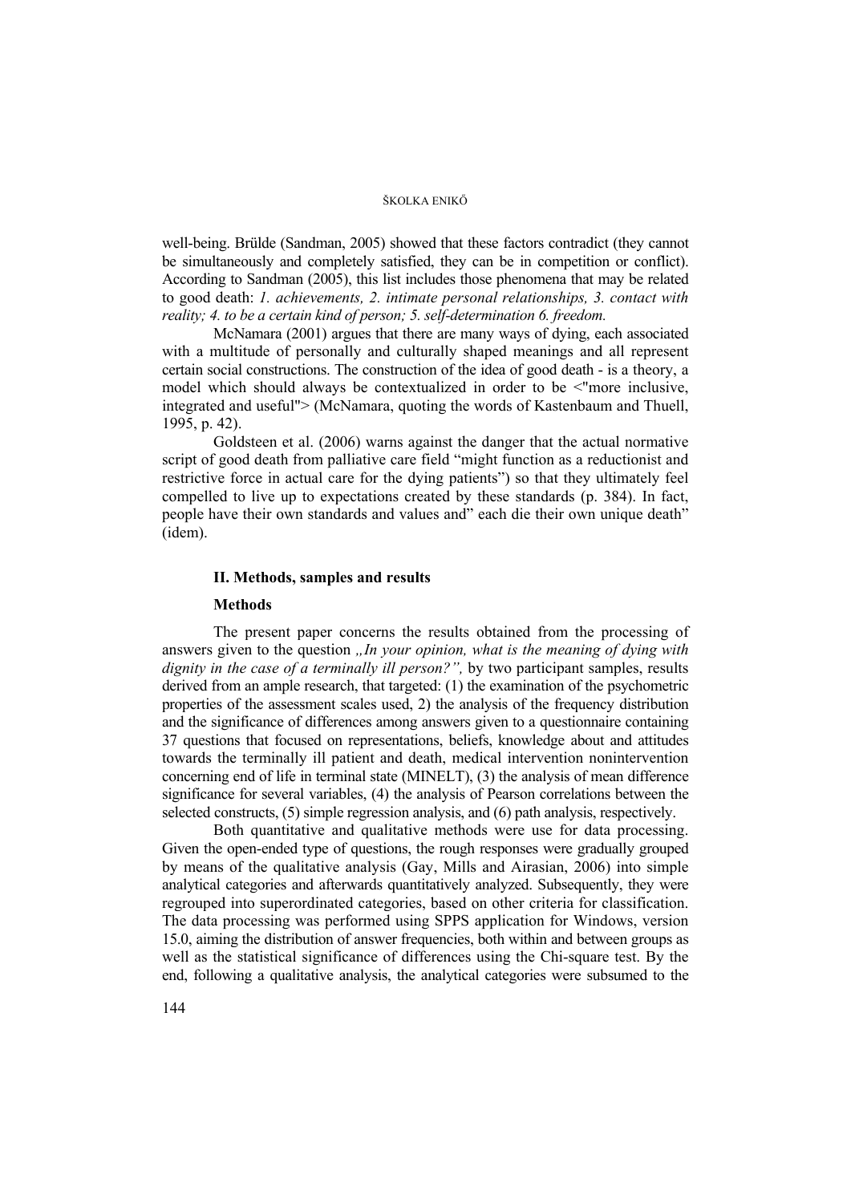well-being. Brülde (Sandman, 2005) showed that these factors contradict (they cannot be simultaneously and completely satisfied, they can be in competition or conflict). According to Sandman (2005), this list includes those phenomena that may be related to good death: *1. achievements, 2. intimate personal relationships, 3. contact with reality; 4. to be a certain kind of person; 5. self-determination 6. freedom.*

McNamara (2001) argues that there are many ways of dying, each associated with a multitude of personally and culturally shaped meanings and all represent certain social constructions. The construction of the idea of good death - is a theory, a model which should always be contextualized in order to be <"more inclusive, integrated and useful"> (McNamara, quoting the words of Kastenbaum and Thuell, 1995, p. 42).

Goldsteen et al. (2006) warns against the danger that the actual normative script of good death from palliative care field "might function as a reductionist and restrictive force in actual care for the dying patients") so that they ultimately feel compelled to live up to expectations created by these standards (p. 384). In fact, people have their own standards and values and" each die their own unique death" (idem).

## II. Methods, samples and results

### Methods

The present paper concerns the results obtained from the processing of answers given to the question *„In your opinion, what is the meaning of dying with dignity in the case of a terminally ill person?",* by two participant samples, results derived from an ample research, that targeted: (1) the examination of the psychometric properties of the assessment scales used, 2) the analysis of the frequency distribution and the significance of differences among answers given to a questionnaire containing 37 questions that focused on representations, beliefs, knowledge about and attitudes towards the terminally ill patient and death, medical intervention nonintervention concerning end of life in terminal state (MINELT), (3) the analysis of mean difference significance for several variables, (4) the analysis of Pearson correlations between the selected constructs, (5) simple regression analysis, and (6) path analysis, respectively.

Both quantitative and qualitative methods were use for data processing. Given the open-ended type of questions, the rough responses were gradually grouped by means of the qualitative analysis (Gay, Mills and Airasian, 2006) into simple analytical categories and afterwards quantitatively analyzed. Subsequently, they were regrouped into superordinated categories, based on other criteria for classification. The data processing was performed using SPPS application for Windows, version 15.0, aiming the distribution of answer frequencies, both within and between groups as well as the statistical significance of differences using the Chi-square test. By the end, following a qualitative analysis, the analytical categories were subsumed to the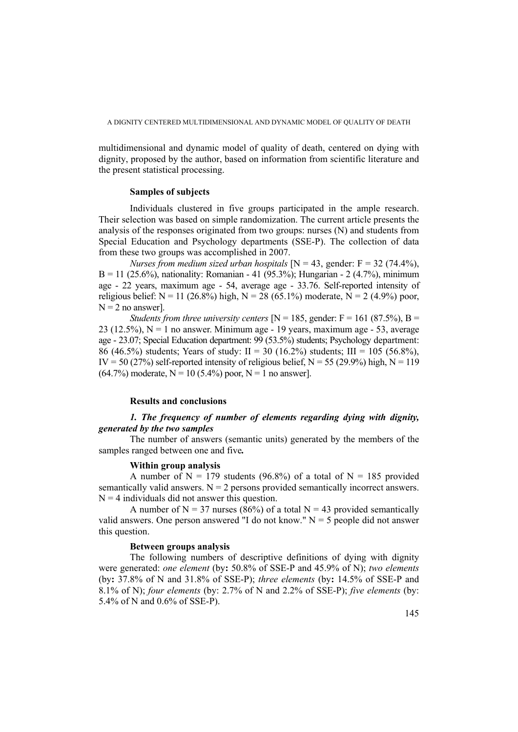multidimensional and dynamic model of quality of death, centered on dying with dignity, proposed by the author, based on information from scientific literature and the present statistical processing.

### Samples of subjects

Individuals clustered in five groups participated in the ample research. Their selection was based on simple randomization. The current article presents the analysis of the responses originated from two groups: nurses (N) and students from Special Education and Psychology departments (SSE-P). The collection of data from these two groups was accomplished in 2007.

*Nurses from medium sized urban hospitals* [N = 43, gender: F = 32 (74.4%), B = 11 (25.6%), nationality: Romanian - 41 (95.3%); Hungarian - 2 (4.7%), minimum age - 22 years, maximum age - 54, average age - 33.76. Self-reported intensity of religious belief: N = 11 (26.8%) high, N = 28 (65.1%) moderate, N = 2 (4.9%) poor, N = 2 no answer].

*Students from three university centers* [N = 185, gender: F = 161 (87.5%), B = 23 (12.5%), N = 1 no answer. Minimum age - 19 years, maximum age - 53, average age - 23.07; Special Education department: 99 (53.5%) students; Psychology department: 86 (46.5%) students; Years of study: II = 30 (16.2%) students; III = 105 (56.8%), IV = 50 (27%) self-reported intensity of religious belief, N = 55 (29.9%) high, N = 119 (64.7%) moderate, N = 10 (5.4%) poor, N = 1 no answer].

### Results and conclusions

***1. The frequency of number of elements regarding dying with dignity, generated by the two samples***

The number of answers (semantic units) generated by the members of the samples ranged between one and five.

**Within group analysis**

A number of N = 179 students (96.8%) of a total of N = 185 provided semantically valid answers. N = 2 persons provided semantically incorrect answers. N = 4 individuals did not answer this question.

A number of N = 37 nurses (86%) of a total N = 43 provided semantically valid answers. One person answered "I do not know." N = 5 people did not answer this question.

**Between groups analysis**

The following numbers of descriptive definitions of dying with dignity were generated: *one element* (by**:** 50.8% of SSE-P and 45.9% of N); *two elements* (by**:** 37.8% of N and 31.8% of SSE-P); *three elements* (by**:** 14.5% of SSE-P and 8.1% of N); *four elements* (by: 2.7% of N and 2.2% of SSE-P); *five elements* (by: 5.4% of N and 0.6% of SSE-P).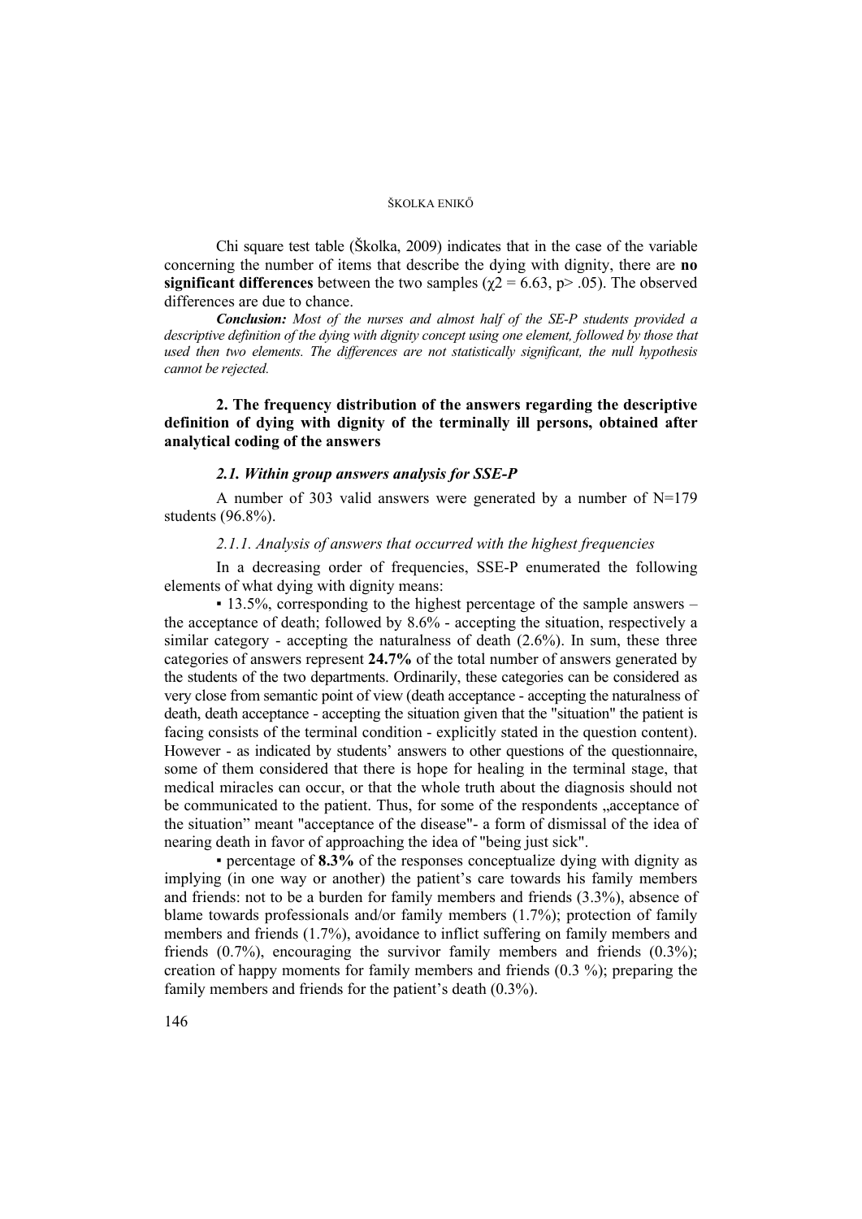Chi square test table (Školka, 2009) indicates that in the case of the variable concerning the number of items that describe the dying with dignity, there are **no significant differences** between the two samples ($\chi 2 = 6.63$, $p > .05$). The observed differences are due to chance.

***Conclusion:*** *Most of the nurses and almost half of the SE-P students provided a descriptive definition of the dying with dignity concept using one element, followed by those that used then two elements. The differences are not statistically significant, the null hypothesis cannot be rejected.*

### 2. The frequency distribution of the answers regarding the descriptive definition of dying with dignity of the terminally ill persons, obtained after analytical coding of the answers

#### *2.1. Within group answers analysis for SSE-P*

A number of 303 valid answers were generated by a number of N=179 students (96.8%).

##### *2.1.1. Analysis of answers that occurred with the highest frequencies*

In a decreasing order of frequencies, SSE-P enumerated the following elements of what dying with dignity means:

▪ 13.5%, corresponding to the highest percentage of the sample answers – the acceptance of death; followed by 8.6% - accepting the situation, respectively a similar category - accepting the naturalness of death (2.6%). In sum, these three categories of answers represent **24.7%** of the total number of answers generated by the students of the two departments. Ordinarily, these categories can be considered as very close from semantic point of view (death acceptance - accepting the naturalness of death, death acceptance - accepting the situation given that the "situation" the patient is facing consists of the terminal condition - explicitly stated in the question content). However - as indicated by students' answers to other questions of the questionnaire, some of them considered that there is hope for healing in the terminal stage, that medical miracles can occur, or that the whole truth about the diagnosis should not be communicated to the patient. Thus, for some of the respondents „acceptance of the situation" meant "acceptance of the disease"- a form of dismissal of the idea of nearing death in favor of approaching the idea of "being just sick".

▪ percentage of **8.3%** of the responses conceptualize dying with dignity as implying (in one way or another) the patient's care towards his family members and friends: not to be a burden for family members and friends (3.3%), absence of blame towards professionals and/or family members (1.7%); protection of family members and friends (1.7%), avoidance to inflict suffering on family members and friends (0.7%), encouraging the survivor family members and friends (0.3%); creation of happy moments for family members and friends (0.3 %); preparing the family members and friends for the patient's death (0.3%).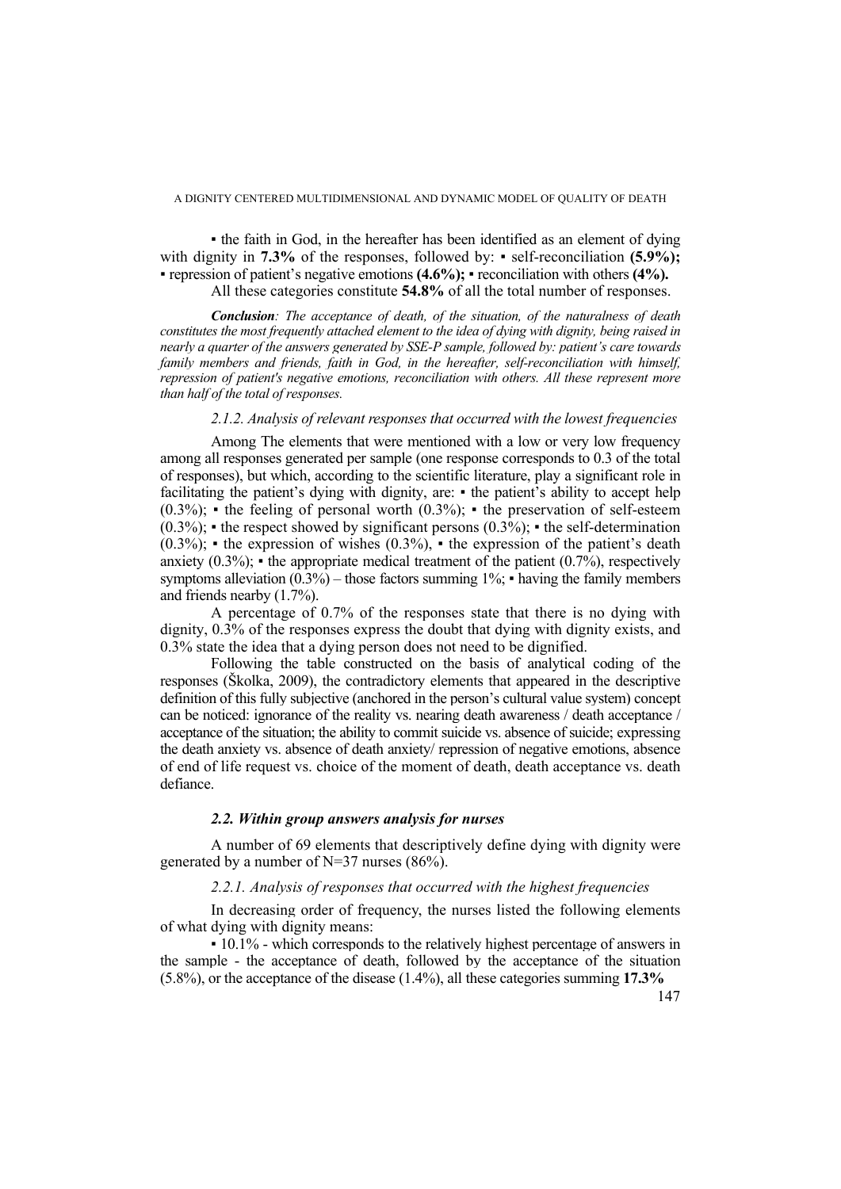▪ the faith in God, in the hereafter has been identified as an element of dying with dignity in **7.3%** of the responses, followed by: ▪ self-reconciliation **(5.9%);** ▪ repression of patient's negative emotions **(4.6%);** ▪ reconciliation with others **(4%).**

All these categories constitute **54.8%** of all the total number of responses.

***Conclusion****: The acceptance of death, of the situation, of the naturalness of death constitutes the most frequently attached element to the idea of dying with dignity, being raised in nearly a quarter of the answers generated by SSE-P sample, followed by: patient's care towards family members and friends, faith in God, in the hereafter, reconciliation with himself, repression of patient's negative emotions, reconciliation with others. All these represent more than half of the total of responses.*

#### *2.1.2. Analysis of relevant responses that occurred with the lowest frequencies*

Among The elements that were mentioned with a low or very low frequency among all responses generated per sample (one response corresponds to 0.3 of the total of responses), but which, according to the scientific literature, play a significant role in facilitating the patient's dying with dignity, are: ▪ the patient's ability to accept help (0.3%); ▪ the feeling of personal worth (0.3%); ▪ the preservation of self-esteem (0.3%); ▪ the respect showed by significant persons (0.3%); ▪ the self-determination (0.3%); ▪ the expression of wishes (0.3%), ▪ the expression of the patient's death anxiety (0.3%); ▪ the appropriate medical treatment of the patient (0.7%), respectively symptoms alleviation (0.3%) – those factors summing 1%; ▪ having the family members and friends nearby (1.7%).

A percentage of 0.7% of the responses state that there is no dying with dignity, 0.3% of the responses express the doubt that dying with dignity exists, and 0.3% state the idea that a dying person does not need to be dignified.

Following the table constructed on the basis of analytical coding of the responses (Školka, 2009), the contradictory elements that appeared in the descriptive definition of this fully subjective (anchored in the person's cultural value system) concept can be noticed: ignorance of the reality vs. nearing death awareness / death acceptance / acceptance of the situation; the ability to commit suicide vs. absence of suicide; expressing the death anxiety vs. absence of death anxiety/ repression of negative emotions, absence of end of life request vs. choice of the moment of death, death acceptance vs. death defiance.

### ***2.2. Within group answers analysis for nurses***

A number of 69 elements that descriptively define dying with dignity were generated by a number of N=37 nurses (86%).

#### *2.2.1. Analysis of responses that occurred with the highest frequencies*

In decreasing order of frequency, the nurses listed the following elements of what dying with dignity means:

▪ 10.1% - which corresponds to the relatively highest percentage of answers in the sample - the acceptance of death, followed by the acceptance of the situation (5.8%), or the acceptance of the disease (1.4%), all these categories summing **17.3%**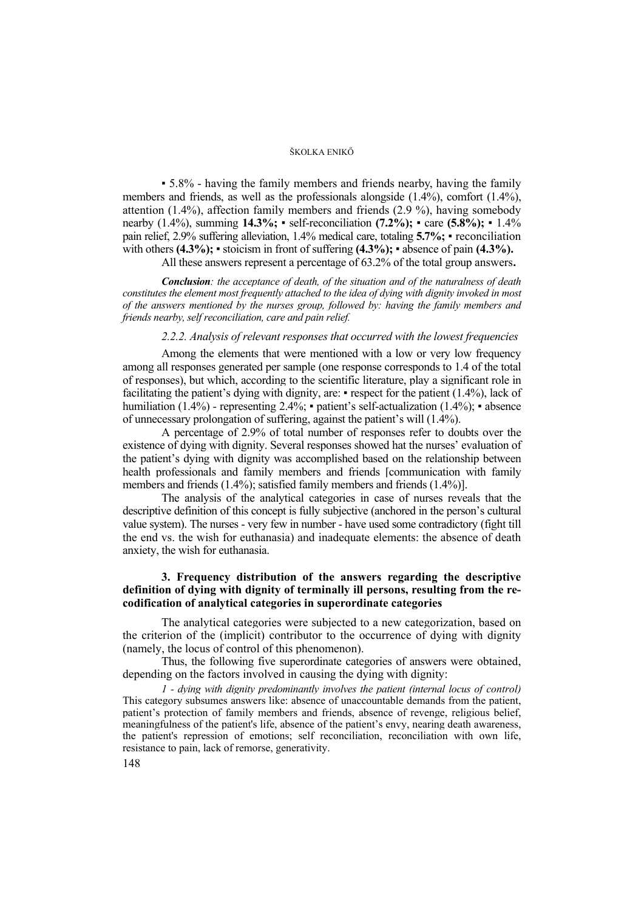▪ 5.8% - having the family members and friends nearby, having the family members and friends, as well as the professionals alongside (1.4%), comfort (1.4%), attention (1.4%), affection family members and friends (2.9 %), having somebody nearby (1.4%), summing **14.3%;** ▪ self-reconciliation **(7.2%);** ▪ care **(5.8%);** ▪ 1.4% pain relief, 2.9% suffering alleviation, 1.4% medical care, totaling **5.7%;** ▪ reconciliation with others **(4.3%);** ▪ stoicism in front of suffering **(4.3%);** ▪ absence of pain **(4.3%).**

All these answers represent a percentage of 63.2% of the total group answers**.**

***Conclusion****: the acceptance of death, of the situation and of the naturalness of death constitutes the element most frequently attached to the idea of dying with dignity invoked in most of the answers mentioned by the nurses group, followed by: having the family members and friends nearby, self reconciliation, care and pain relief.*

*2.2.2. Analysis of relevant responses that occurred with the lowest frequencies*

Among the elements that were mentioned with a low or very low frequency among all responses generated per sample (one response corresponds to 1.4 of the total of responses), but which, according to the scientific literature, play a significant role in facilitating the patient's dying with dignity, are: ▪ respect for the patient (1.4%), lack of humiliation (1.4%) - representing 2.4%; ▪ patient's self-actualization (1.4%); ▪ absence of unnecessary prolongation of suffering, against the patient's will (1.4%).

A percentage of 2.9% of total number of responses refer to doubts over the existence of dying with dignity. Several responses showed hat the nurses' evaluation of the patient's dying with dignity was accomplished based on the relationship between health professionals and family members and friends [communication with family members and friends (1.4%); satisfied family members and friends (1.4%)].

The analysis of the analytical categories in case of nurses reveals that the descriptive definition of this concept is fully subjective (anchored in the person's cultural value system). The nurses - very few in number - have used some contradictory (fight till the end vs. the wish for euthanasia) and inadequate elements: the absence of death anxiety, the wish for euthanasia.

### 3. Frequency distribution of the answers regarding the descriptive definition of dying with dignity of terminally ill persons, resulting from the re-codification of analytical categories in superordinate categories

The analytical categories were subjected to a new categorization, based on the criterion of the (implicit) contributor to the occurrence of dying with dignity (namely, the locus of control of this phenomenon).

Thus, the following five superordinate categories of answers were obtained, depending on the factors involved in causing the dying with dignity:

*1 - dying with dignity predominantly involves the patient (internal locus of control)* This category subsumes answers like: absence of unaccountable demands from the patient, patient's protection of family members and friends, absence of revenge, religious belief, meaningfulness of the patient's life, absence of the patient's envy, nearing death awareness, the patient's repression of emotions; self reconciliation, reconciliation with own life, resistance to pain, lack of remorse, generativity.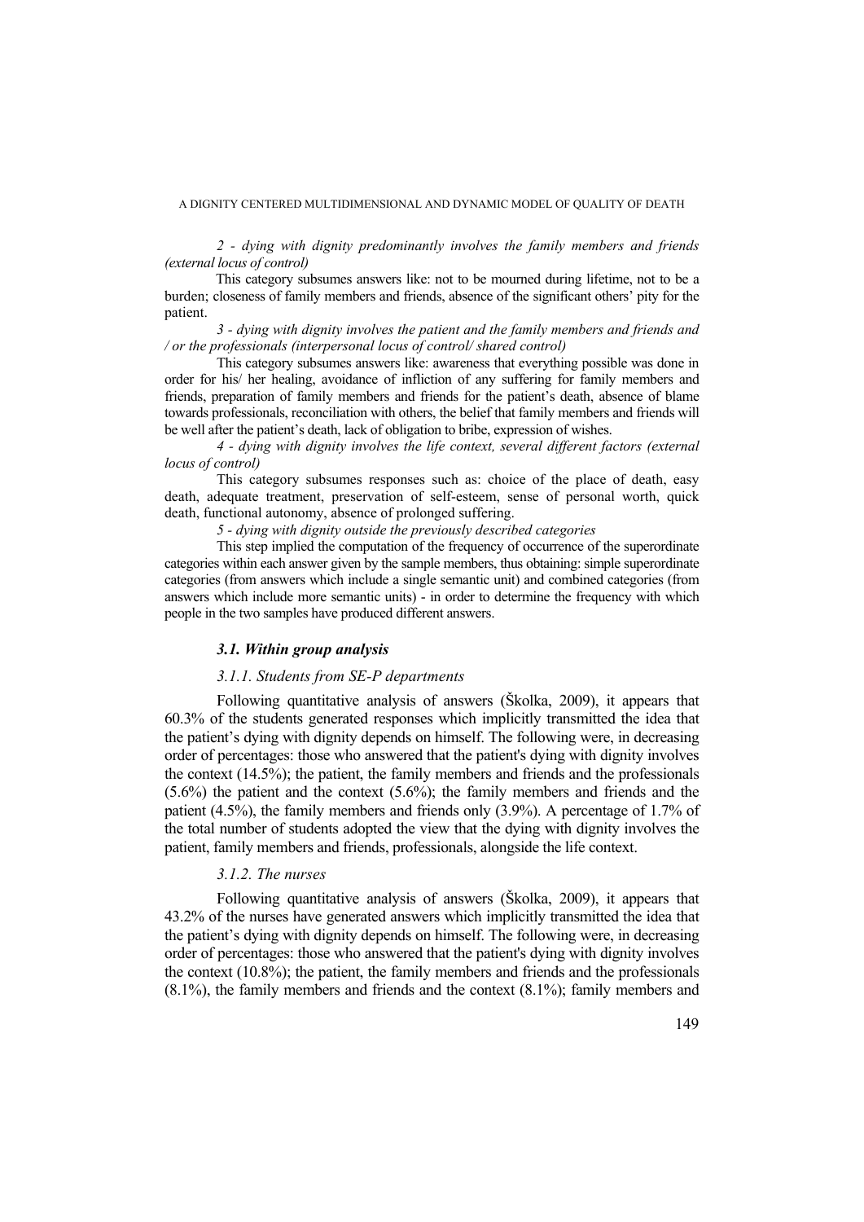*2 - dying with dignity predominantly involves the family members and friends (external locus of control)*

This category subsumes answers like: not to be mourned during lifetime, not to be a burden; closeness of family members and friends, absence of the significant others' pity for the patient.

*3 - dying with dignity involves the patient and the family members and friends and / or the professionals (interpersonal locus of control/ shared control)*

This category subsumes answers like: awareness that everything possible was done in order for his/ her healing, avoidance of infliction of any suffering for family members and friends, preparation of family members and friends for the patient's death, absence of blame towards professionals, reconciliation with others, the belief that family members and friends will be well after the patient's death, lack of obligation to bribe, expression of wishes.

*4 - dying with dignity involves the life context, several different factors (external locus of control)*

This category subsumes responses such as: choice of the place of death, easy death, adequate treatment, preservation of self-esteem, sense of personal worth, quick death, functional autonomy, absence of prolonged suffering.

*5 - dying with dignity outside the previously described categories*

This step implied the computation of the frequency of occurrence of the superordinate categories within each answer given by the sample members, thus obtaining: simple superordinate categories (from answers which include a single semantic unit) and combined categories (from answers which include more semantic units) - in order to determine the frequency with which people in the two samples have produced different answers.

### *3.1. Within group analysis*

#### *3.1.1. Students from SE-P departments*

Following quantitative analysis of answers (Školka, 2009), it appears that 60.3% of the students generated responses which implicitly transmitted the idea that the patient's dying with dignity depends on himself. The following were, in decreasing order of percentages: those who answered that the patient's dying with dignity involves the context (14.5%); the patient, the family members and friends and the professionals (5.6%) the patient and the context (5.6%); the family members and friends and the patient (4.5%), the family members and friends only (3.9%). A percentage of 1.7% of the total number of students adopted the view that the dying with dignity involves the patient, family members and friends, professionals, alongside the life context.

#### *3.1.2. The nurses*

Following quantitative analysis of answers (Školka, 2009), it appears that 43.2% of the nurses have generated answers which implicitly transmitted the idea that the patient's dying with dignity depends on himself. The following were, in decreasing order of percentages: those who answered that the patient's dying with dignity involves the context (10.8%); the patient, the family members and friends and the professionals (8.1%), the family members and friends and the context (8.1%); family members and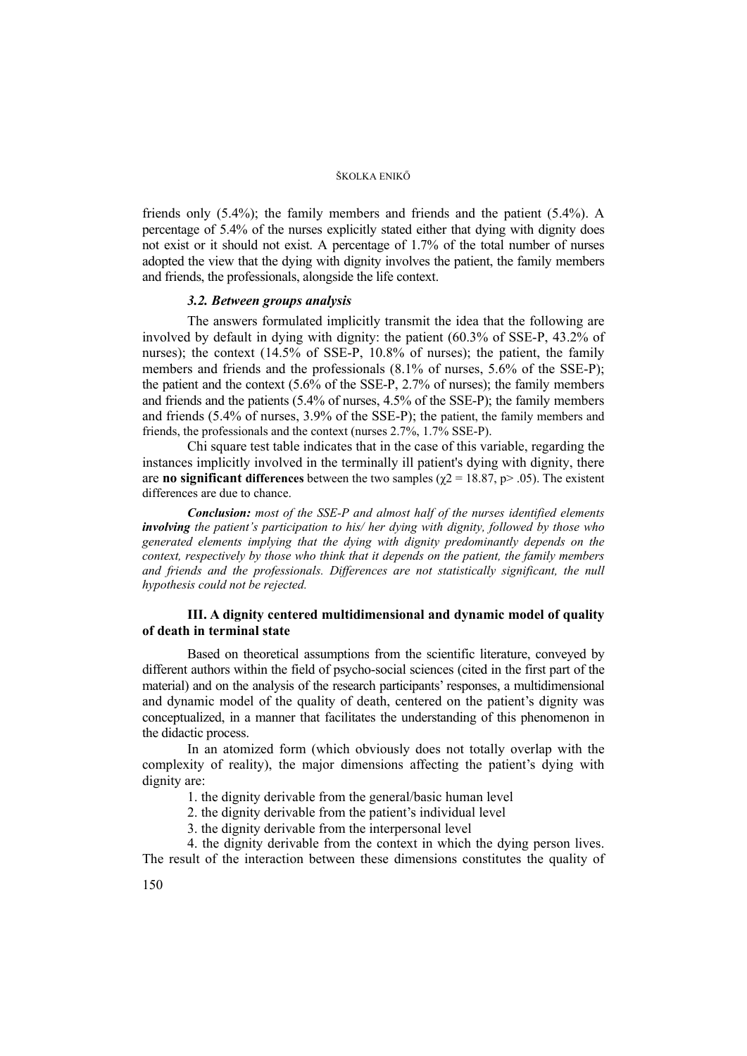friends only (5.4%); the family members and friends and the patient (5.4%). A percentage of 5.4% of the nurses explicitly stated either that dying with dignity does not exist or it should not exist. A percentage of 1.7% of the total number of nurses adopted the view that the dying with dignity involves the patient, the family members and friends, the professionals, alongside the life context.

### *3.2. Between groups analysis*

The answers formulated implicitly transmit the idea that the following are involved by default in dying with dignity: the patient (60.3% of SSE-P, 43.2% of nurses); the context (14.5% of SSE-P, 10.8% of nurses); the patient, the family members and friends and the professionals (8.1% of nurses, 5.6% of the SSE-P); the patient and the context (5.6% of the SSE-P, 2.7% of nurses); the family members and friends and the patients (5.4% of nurses, 4.5% of the SSE-P); the family members and friends (5.4% of nurses, 3.9% of the SSE-P); the patient, the family members and friends, the professionals and the context (nurses 2.7%, 1.7% SSE-P).

Chi square test table indicates that in the case of this variable, regarding the instances implicitly involved in the terminally ill patient's dying with dignity, there are **no significant differences** between the two samples ($\chi 2 = 18.87$, $p > .05$). The existent differences are due to chance.

***Conclusion:*** *most of the SSE-P and almost half of the nurses identified elements* ***involving*** *the patient's participation to his/ her dying with dignity, followed by those who generated elements implying that the dying with dignity predominantly depends on the context, respectively by those who think that it depends on the patient, the family members and friends and the professionals. Differences are not statistically significant, the null hypothesis could not be rejected.*

## III. A dignity centered multidimensional and dynamic model of quality of death in terminal state

Based on theoretical assumptions from the scientific literature, conveyed by different authors within the field of psycho-social sciences (cited in the first part of the material) and on the analysis of the research participants' responses, a multidimensional and dynamic model of the quality of death, centered on the patient's dignity was conceptualized, in a manner that facilitates the understanding of this phenomenon in the didactic process.

In an atomized form (which obviously does not totally overlap with the complexity of reality), the major dimensions affecting the patient's dying with dignity are:

1. the dignity derivable from the general/basic human level
2. the dignity derivable from the patient's individual level
3. the dignity derivable from the interpersonal level
4. the dignity derivable from the context in which the dying person lives.

The result of the interaction between these dimensions constitutes the quality of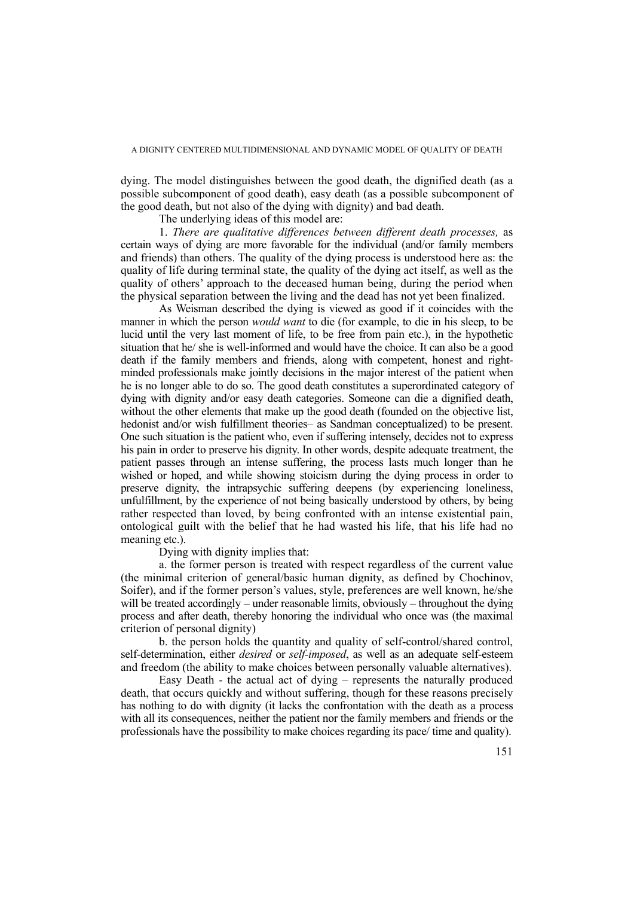dying. The model distinguishes between the good death, the dignified death (as a possible subcomponent of good death), easy death (as a possible subcomponent of the good death, but not also of the dying with dignity) and bad death.

The underlying ideas of this model are:

1. *There are qualitative differences between different death processes,* as certain ways of dying are more favorable for the individual (and/or family members and friends) than others. The quality of the dying process is understood here as: the quality of life during terminal state, the quality of the dying act itself, as well as the quality of others' approach to the deceased human being, during the period when the physical separation between the living and the dead has not yet been finalized.

As Weisman described the dying is viewed as good if it coincides with the manner in which the person *would want* to die (for example, to die in his sleep, to be lucid until the very last moment of life, to be free from pain etc.), in the hypothetic situation that he/ she is well-informed and would have the choice. It can also be a good death if the family members and friends, along with competent, honest and right-minded professionals make jointly decisions in the major interest of the patient when he is no longer able to do so. The good death constitutes a superordinated category of dying with dignity and/or easy death categories. Someone can die a dignified death, without the other elements that make up the good death (founded on the objective list, hedonist and/or wish fulfillment theories– as Sandman conceptualized) to be present. One such situation is the patient who, even if suffering intensely, decides not to express his pain in order to preserve his dignity. In other words, despite adequate treatment, the patient passes through an intense suffering, the process lasts much longer than he wished or hoped, and while showing stoicism during the dying process in order to preserve dignity, the intrapsychic suffering deepens (by experiencing loneliness, unfulfillment, by the experience of not being basically understood by others, by being rather respected than loved, by being confronted with an intense existential pain, ontological guilt with the belief that he had wasted his life, that his life had no meaning etc.).

Dying with dignity implies that:

a. the former person is treated with respect regardless of the current value (the minimal criterion of general/basic human dignity, as defined by Chochinov, Soifer), and if the former person's values, style, preferences are well known, he/she will be treated accordingly – under reasonable limits, obviously – throughout the dying process and after death, thereby honoring the individual who once was (the maximal criterion of personal dignity)

b. the person holds the quantity and quality of self-control/shared control, self-determination, either *desired* or *self-imposed*, as well as an adequate self-esteem and freedom (the ability to make choices between personally valuable alternatives).

Easy Death - the actual act of dying – represents the naturally produced death, that occurs quickly and without suffering, though for these reasons precisely has nothing to do with dignity (it lacks the confrontation with the death as a process with all its consequences, neither the patient nor the family members and friends or the professionals have the possibility to make choices regarding its pace/ time and quality).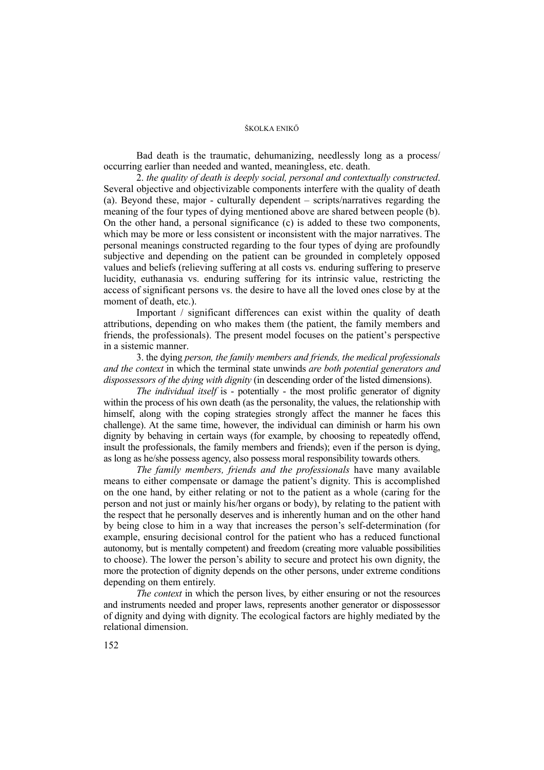Bad death is the traumatic, dehumanizing, needlessly long as a process/ occurring earlier than needed and wanted, meaningless, etc. death.

2. *the quality of death is deeply social, personal and contextually constructed*. Several objective and objectivizable components interfere with the quality of death (a). Beyond these, major - culturally dependent – scripts/narratives regarding the meaning of the four types of dying mentioned above are shared between people (b). On the other hand, a personal significance (c) is added to these two components, which may be more or less consistent or inconsistent with the major narratives. The personal meanings constructed regarding to the four types of dying are profoundly subjective and depending on the patient can be grounded in completely opposed values and beliefs (relieving suffering at all costs vs. enduring suffering to preserve lucidity, euthanasia vs. enduring suffering for its intrinsic value, restricting the access of significant persons vs. the desire to have all the loved ones close by at the moment of death, etc.).

Important / significant differences can exist within the quality of death attributions, depending on who makes them (the patient, the family members and friends, the professionals). The present model focuses on the patient's perspective in a sistemic manner.

3. the dying *person, the family members and friends, the medical professionals and the context* in which the terminal state unwinds *are both potential generators and dispossessors of the dying with dignity* (in descending order of the listed dimensions).

*The individual itself* is - potentially - the most prolific generator of dignity within the process of his own death (as the personality, the values, the relationship with himself, along with the coping strategies strongly affect the manner he faces this challenge). At the same time, however, the individual can diminish or harm his own dignity by behaving in certain ways (for example, by choosing to repeatedly offend, insult the professionals, the family members and friends); even if the person is dying, as long as he/she possess agency, also possess moral responsibility towards others.

*The family members, friends and the professionals* have many available means to either compensate or damage the patient's dignity. This is accomplished on the one hand, by either relating or not to the patient as a whole (caring for the person and not just or mainly his/her organs or body), by relating to the patient with the respect that he personally deserves and is inherently human and on the other hand by being close to him in a way that increases the person's self-determination (for example, ensuring decisional control for the patient who has a reduced functional autonomy, but is mentally competent) and freedom (creating more valuable possibilities to choose). The lower the person's ability to secure and protect his own dignity, the more the protection of dignity depends on the other persons, under extreme conditions depending on them entirely.

*The context* in which the person lives, by either ensuring or not the resources and instruments needed and proper laws, represents another generator or dispossessor of dignity and dying with dignity. The ecological factors are highly mediated by the relational dimension.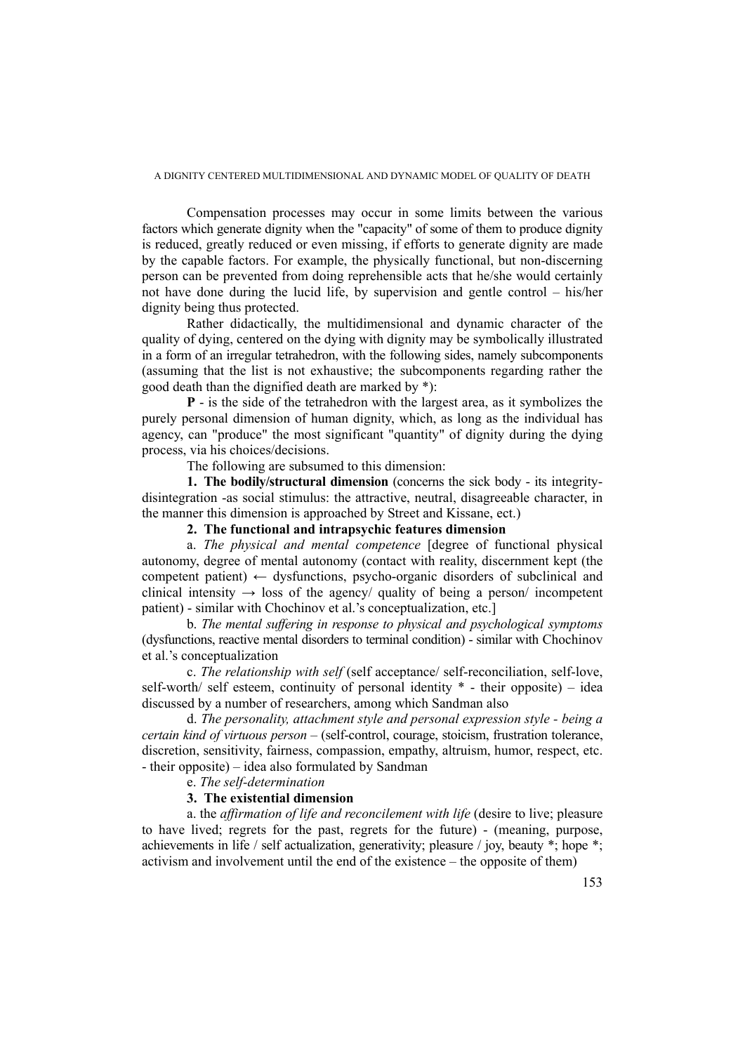Compensation processes may occur in some limits between the various factors which generate dignity when the "capacity" of some of them to produce dignity is reduced, greatly reduced or even missing, if efforts to generate dignity are made by the capable factors. For example, the physically functional, but non-discerning person can be prevented from doing reprehensible acts that he/she would certainly not have done during the lucid life, by supervision and gentle control – his/her dignity being thus protected.

Rather didactically, the multidimensional and dynamic character of the quality of dying, centered on the dying with dignity may be symbolically illustrated in a form of an irregular tetrahedron, with the following sides, namely subcomponents (assuming that the list is not exhaustive; the subcomponents regarding rather the good death than the dignified death are marked by *):

**P** - is the side of the tetrahedron with the largest area, as it symbolizes the purely personal dimension of human dignity, which, as long as the individual has agency, can "produce" the most significant "quantity" of dignity during the dying process, via his choices/decisions.

The following are subsumed to this dimension:

**1. The bodily/structural dimension** (concerns the sick body - its integrity-disintegration -as social stimulus: the attractive, neutral, disagreeable character, in the manner this dimension is approached by Street and Kissane, ect.)

**2. The functional and intrapsychic features dimension**

a. *The physical and mental competence* [degree of functional physical autonomy, degree of mental autonomy (contact with reality, discernment kept (the competent patient) ← dysfunctions, psycho-organic disorders of subclinical and clinical intensity → loss of the agency/ quality of being a person/ incompetent patient) - similar with Chochinov et al.'s conceptualization, etc.]

b. *The mental suffering in response to physical and psychological symptoms* (dysfunctions, reactive mental disorders to terminal condition) - similar with Chochinov et al.'s conceptualization

c. *The relationship with self* (self acceptance/ self-reconciliation, self-love, self-worth/ self esteem, continuity of personal identity * - their opposite) – idea discussed by a number of researchers, among which Sandman also

d. *The personality, attachment style and personal expression style - being a certain kind of virtuous person* – (self-control, courage, stoicism, frustration tolerance, discretion, sensitivity, fairness, compassion, empathy, altruism, humor, respect, etc. - their opposite) – idea also formulated by Sandman

e. *The self-determination*

**3. The existential dimension**

a. the *affirmation of life and reconcilement with life* (desire to live; pleasure to have lived; regrets for the past, regrets for the future) - (meaning, purpose, achievements in life / self actualization, generativity; pleasure / joy, beauty *; hope *; activism and involvement until the end of the existence – the opposite of them)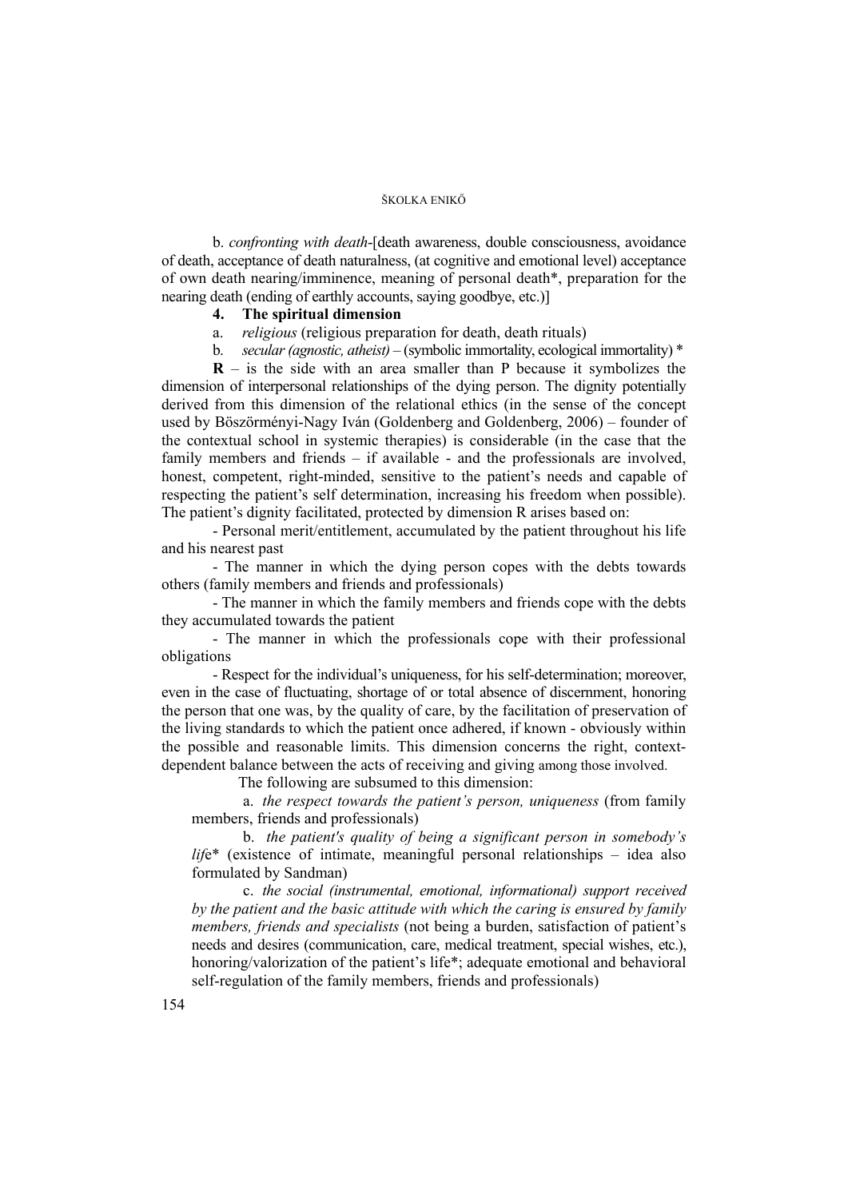b. *confronting with death*-[death awareness, double consciousness, avoidance of death, acceptance of death naturalness, (at cognitive and emotional level) acceptance of own death nearing/imminence, meaning of personal death*, preparation for the nearing death (ending of earthly accounts, saying goodbye, etc.)]

**4. The spiritual dimension**

a. *religious* (religious preparation for death, death rituals)

b. *secular (agnostic, atheist)* – (symbolic immortality, ecological immortality) *

**R** – is the side with an area smaller than P because it symbolizes the dimension of interpersonal relationships of the dying person. The dignity potentially derived from this dimension of the relational ethics (in the sense of the concept used by Böszörményi-Nagy Iván (Goldenberg and Goldenberg, 2006) – founder of the contextual school in systemic therapies) is considerable (in the case that the family members and friends – if available - and the professionals are involved, honest, competent, right-minded, sensitive to the patient's needs and capable of respecting the patient's self determination, increasing his freedom when possible). The patient's dignity facilitated, protected by dimension R arises based on:

- Personal merit/entitlement, accumulated by the patient throughout his life and his nearest past
- The manner in which the dying person copes with the debts towards others (family members and friends and professionals)
- The manner in which the family members and friends cope with the debts they accumulated towards the patient
- The manner in which the professionals cope with their professional obligations
- Respect for the individual's uniqueness, for his self-determination; moreover, even in the case of fluctuating, shortage of or total absence of discernment, honoring the person that one was, by the quality of care, by the facilitation of preservation of the living standards to which the patient once adhered, if known - obviously within the possible and reasonable limits. This dimension concerns the right, context-dependent balance between the acts of receiving and giving among those involved.

The following are subsumed to this dimension:

a. *the respect towards the patient's person, uniqueness* (from family members, friends and professionals)

b. *the patient's quality of being a significant person in somebody's life** (existence of intimate, meaningful personal relationships – idea also formulated by Sandman)

c. *the social (instrumental, emotional, informational) support received by the patient and the basic attitude with which the caring is ensured by family members, friends and specialists* (not being a burden, satisfaction of patient's needs and desires (communication, care, medical treatment, special wishes, etc.), honoring/valorization of the patient's life*; adequate emotional and behavioral self-regulation of the family members, friends and professionals)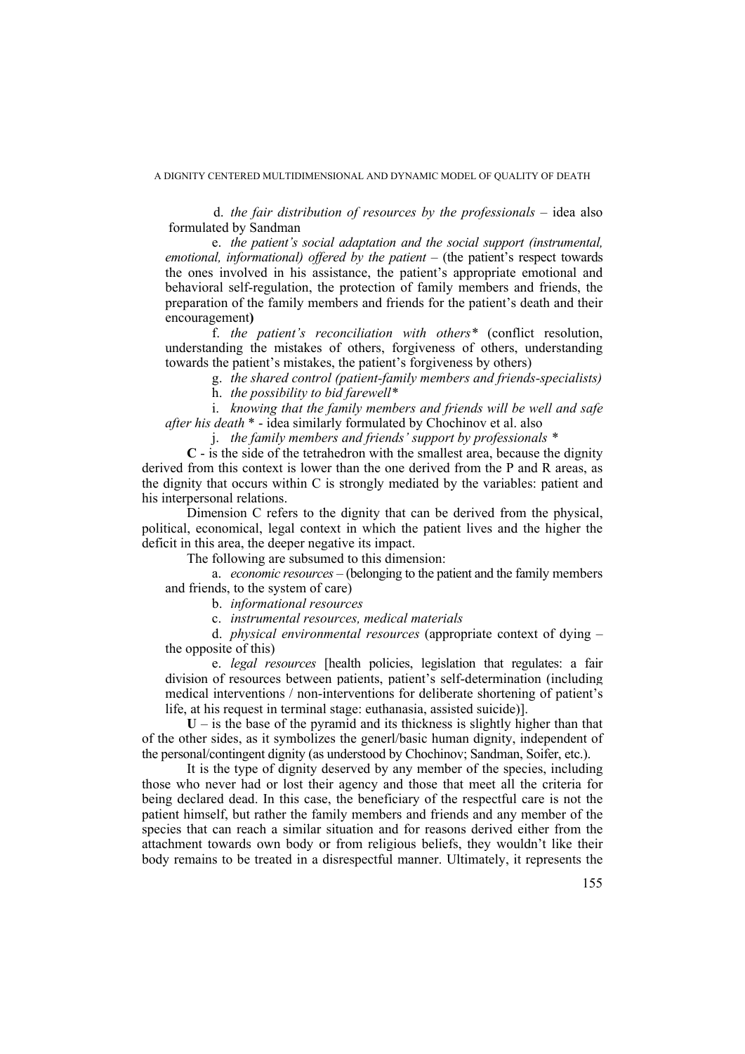d. *the fair distribution of resources by the professionals* – idea also formulated by Sandman

e. *the patient's social adaptation and the social support (instrumental, emotional, informational) offered by the patient* – (the patient's respect towards the ones involved in his assistance, the patient's appropriate emotional and behavioral self-regulation, the protection of family members and friends, the preparation of the family members and friends for the patient's death and their encouragement**)**

f. *the patient's reconciliation with others** (conflict resolution, understanding the mistakes of others, forgiveness of others, understanding towards the patient's mistakes, the patient's forgiveness by others)

g. *the shared control (patient-family members and friends-specialists)*

h. *the possibility to bid farewell**

i. *knowing that the family members and friends will be well and safe after his death* * - idea similarly formulated by Chochinov et al. also

j. *the family members and friends' support by professionals* *

**C** - is the side of the tetrahedron with the smallest area, because the dignity derived from this context is lower than the one derived from the P and R areas, as the dignity that occurs within C is strongly mediated by the variables: patient and his interpersonal relations.

Dimension C refers to the dignity that can be derived from the physical, political, economical, legal context in which the patient lives and the higher the deficit in this area, the deeper negative its impact.

The following are subsumed to this dimension:

a. *economic resources* – (belonging to the patient and the family members and friends, to the system of care)

b. *informational resources*

c. *instrumental resources, medical materials*

d. *physical environmental resources* (appropriate context of dying – the opposite of this)

e. *legal resources* [health policies, legislation that regulates: a fair division of resources between patients, patient's self-determination (including medical interventions / non-interventions for deliberate shortening of patient's life, at his request in terminal stage: euthanasia, assisted suicide)].

**U** – is the base of the pyramid and its thickness is slightly higher than that of the other sides, as it symbolizes the generl/basic human dignity, independent of the personal/contingent dignity (as understood by Chochinov; Sandman, Soifer, etc.).

It is the type of dignity deserved by any member of the species, including those who never had or lost their agency and those that meet all the criteria for being declared dead. In this case, the beneficiary of the respectful care is not the patient himself, but rather the family members and friends and any member of the species that can reach a similar situation and for reasons derived either from the attachment towards own body or from religious beliefs, they wouldn't like their body remains to be treated in a disrespectful manner. Ultimately, it represents the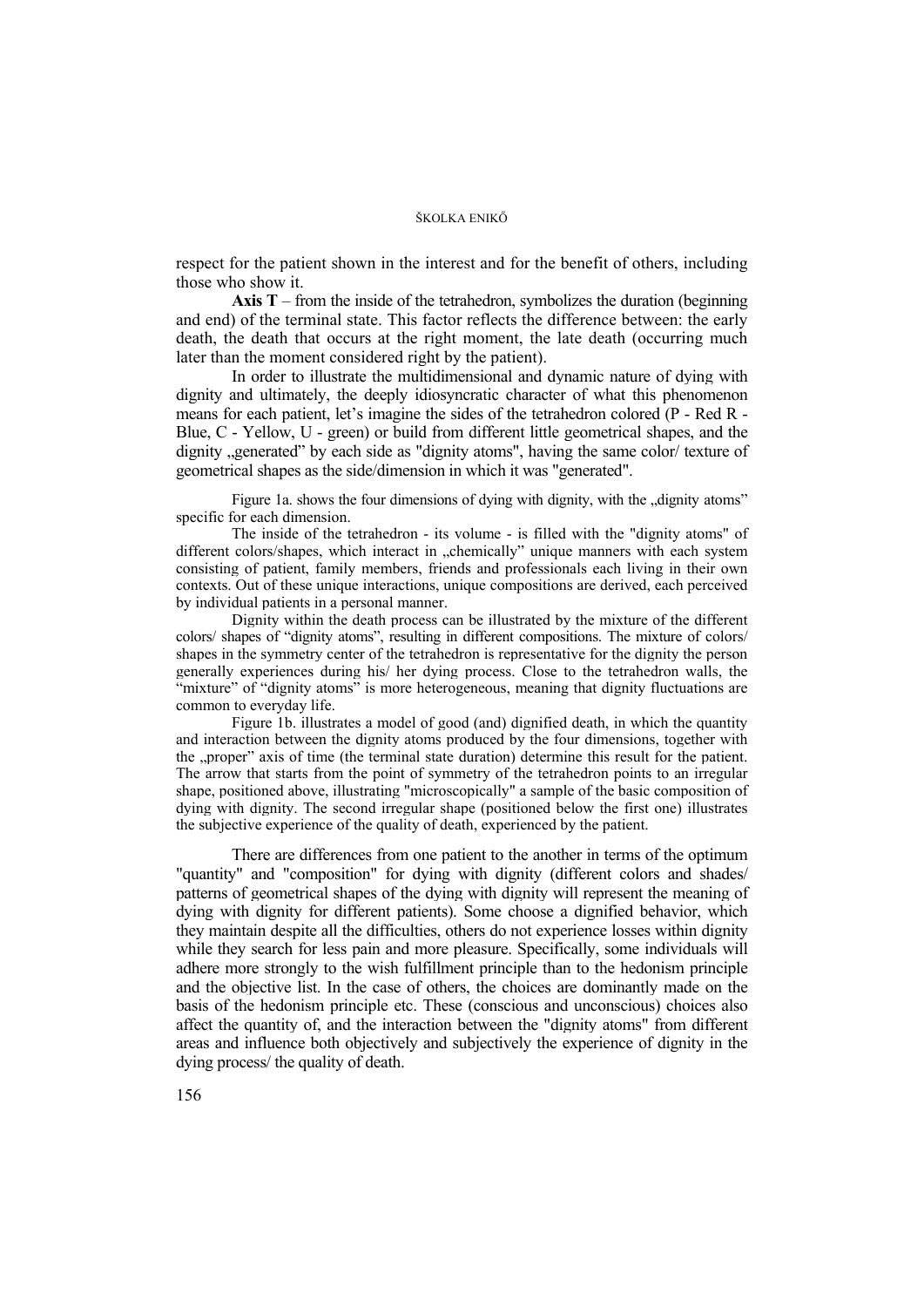respect for the patient shown in the interest and for the benefit of others, including those who show it.

**Axis T** – from the inside of the tetrahedron, symbolizes the duration (beginning and end) of the terminal state. This factor reflects the difference between: the early death, the death that occurs at the right moment, the late death (occurring much later than the moment considered right by the patient).

In order to illustrate the multidimensional and dynamic nature of dying with dignity and ultimately, the deeply idiosyncratic character of what this phenomenon means for each patient, let's imagine the sides of the tetrahedron colored (P - Red R - Blue, C - Yellow, U - green) or build from different little geometrical shapes, and the dignity „generated" by each side as "dignity atoms", having the same color/ texture of geometrical shapes as the side/dimension in which it was "generated".

Figure 1a. shows the four dimensions of dying with dignity, with the „dignity atoms" specific for each dimension.

The inside of the tetrahedron - its volume - is filled with the "dignity atoms" of different colors/shapes, which interact in „chemically" unique manners with each system consisting of patient, family members, friends and professionals each living in their own contexts. Out of these unique interactions, unique compositions are derived, each perceived by individual patients in a personal manner.

Dignity within the death process can be illustrated by the mixture of the different colors/ shapes of "dignity atoms", resulting in different compositions. The mixture of colors/ shapes in the symmetry center of the tetrahedron is representative for the dignity the person generally experiences during his/ her dying process. Close to the tetrahedron walls, the "mixture" of "dignity atoms" is more heterogeneous, meaning that dignity fluctuations are common to everyday life.

Figure 1b. illustrates a model of good (and) dignified death, in which the quantity and interaction between the dignity atoms produced by the four dimensions, together with the „proper" axis of time (the terminal state duration) determine this result for the patient. The arrow that starts from the point of symmetry of the tetrahedron points to an irregular shape, positioned above, illustrating "microscopically" a sample of the basic composition of dying with dignity. The second irregular shape (positioned below the first one) illustrates the subjective experience of the quality of death, experienced by the patient.

There are differences from one patient to the another in terms of the optimum "quantity" and "composition" for dying with dignity (different colors and shades/ patterns of geometrical shapes of the dying with dignity will represent the meaning of dying with dignity for different patients). Some choose a dignified behavior, which they maintain despite all the difficulties, others do not experience losses within dignity while they search for less pain and more pleasure. Specifically, some individuals will adhere more strongly to the wish fulfillment principle than to the hedonism principle and the objective list. In the case of others, the choices are dominantly made on the basis of the hedonism principle etc. These (conscious and unconscious) choices also affect the quantity of, and the interaction between the "dignity atoms" from different areas and influence both objectively and subjectively the experience of dignity in the dying process/ the quality of death.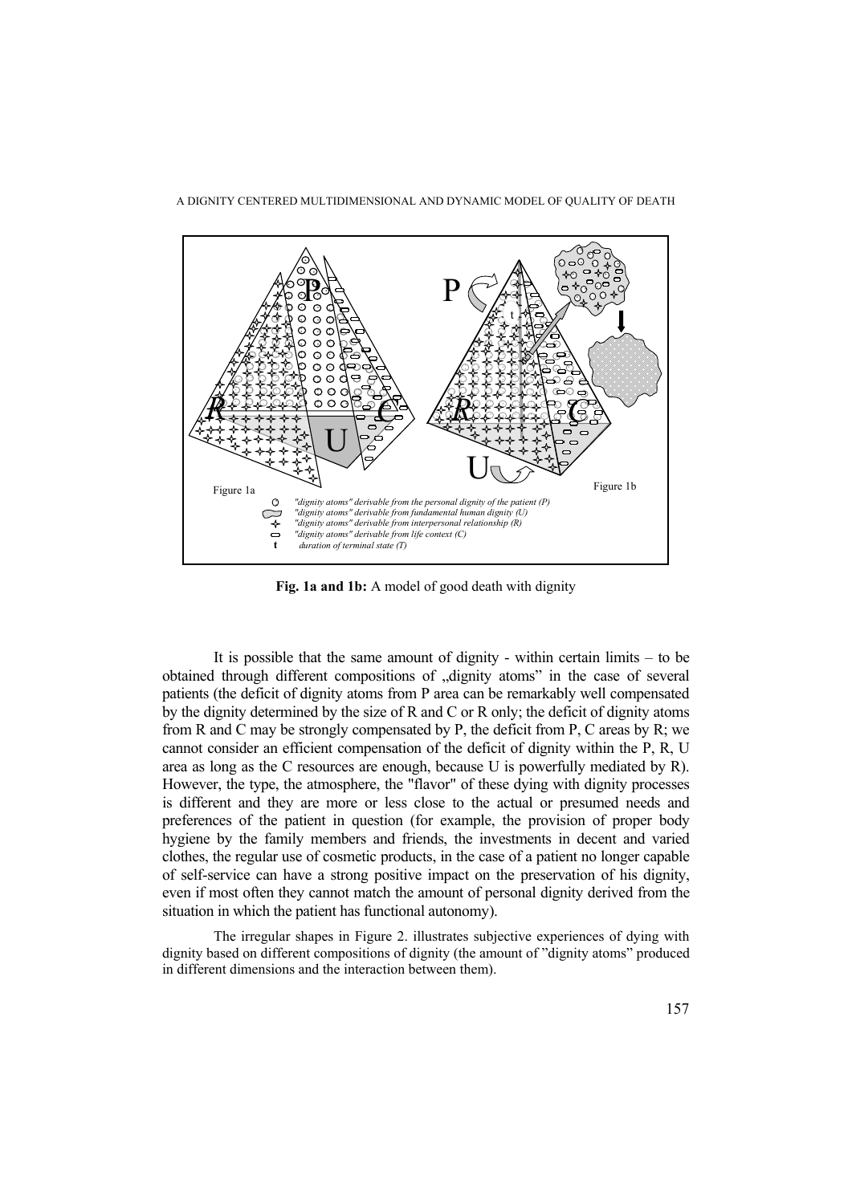Figure 1a

Figure 1b

"dignity atoms" derivable from the personal dignity of the patient (P)
"dignity atoms" derivable from fundamental human dignity (U)
"dignity atoms" derivable from interpersonal relationship (R)
"dignity atoms" derivable from life context (C)
t duration of terminal state (T)

**Fig. 1a and 1b:** A model of good death with dignity

It is possible that the same amount of dignity - within certain limits – to be obtained through different compositions of „dignity atoms" in the case of several patients (the deficit of dignity atoms from P area can be remarkably well compensated by the dignity determined by the size of R and C or R only; the deficit of dignity atoms from R and C may be strongly compensated by P, the deficit from P, C areas by R; we cannot consider an efficient compensation of the deficit of dignity within the P, R, U area as long as the C resources are enough, because U is powerfully mediated by R). However, the type, the atmosphere, the "flavor" of these dying with dignity processes is different and they are more or less close to the actual or presumed needs and preferences of the patient in question (for example, the provision of proper body hygiene by the family members and friends, the investments in decent and varied clothes, the regular use of cosmetic products, in the case of a patient no longer capable of self-service can have a strong positive impact on the preservation of his dignity, even if most often they cannot match the amount of personal dignity derived from the situation in which the patient has functional autonomy).

The irregular shapes in Figure 2. illustrates subjective experiences of dying with dignity based on different compositions of dignity (the amount of "dignity atoms" produced in different dimensions and the interaction between them).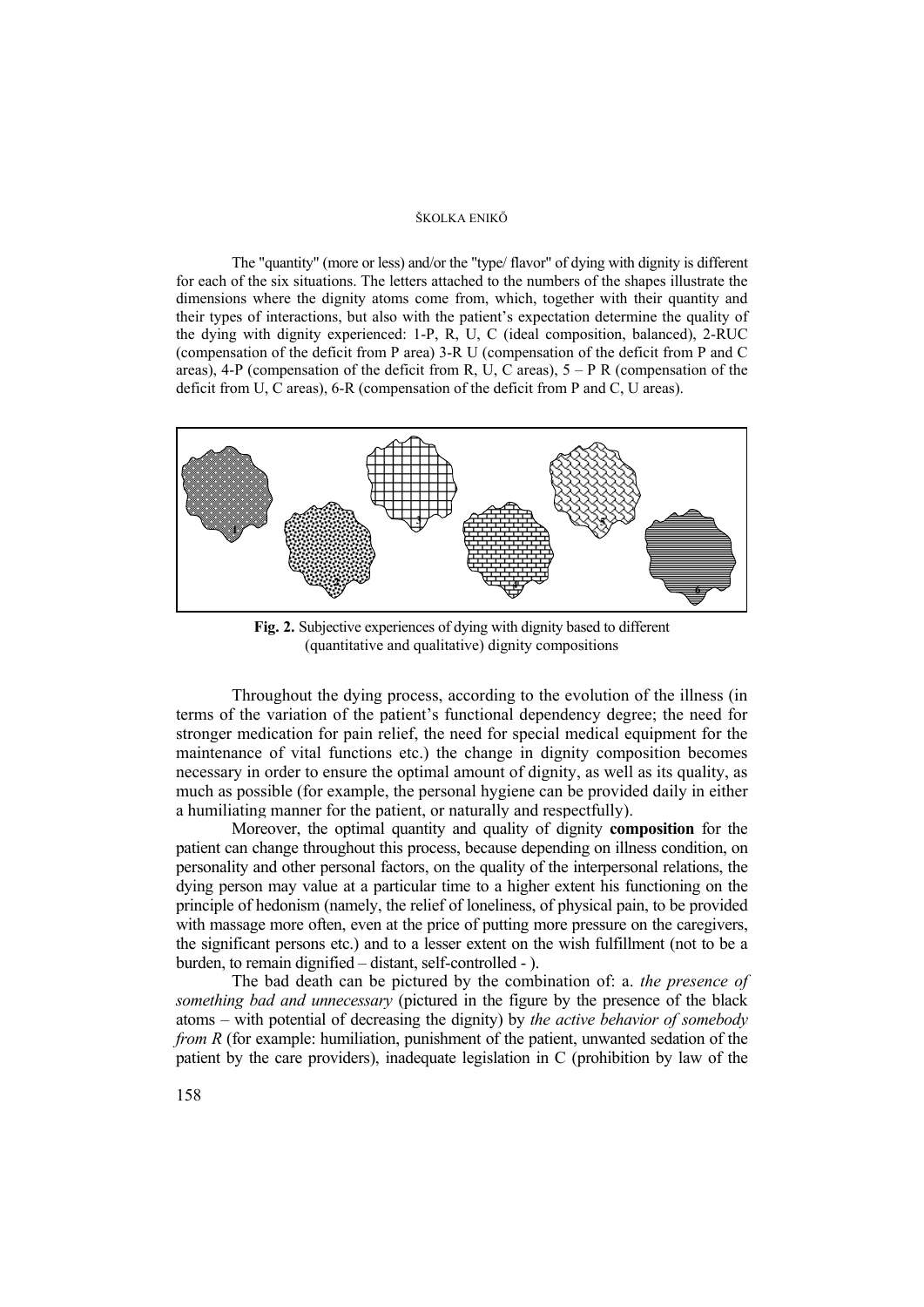The "quantity" (more or less) and/or the "type/ flavor" of dying with dignity is different for each of the six situations. The letters attached to the numbers of the shapes illustrate the dimensions where the dignity atoms come from, which, together with their quantity and their types of interactions, but also with the patient's expectation determine the quality of the dying with dignity experienced: 1-P, R, U, C (ideal composition, balanced), 2-RUC (compensation of the deficit from P area) 3-R U (compensation of the deficit from P and C areas), 4-P (compensation of the deficit from R, U, C areas), 5 – P R (compensation of the deficit from U, C areas), 6-R (compensation of the deficit from P and C, U areas).

1 2 3 4 5 6

**Fig. 2.** Subjective experiences of dying with dignity based to different (quantitative and qualitative) dignity compositions

Throughout the dying process, according to the evolution of the illness (in terms of the variation of the patient's functional dependency degree; the need for stronger medication for pain relief, the need for special medical equipment for the maintenance of vital functions etc.) the change in dignity composition becomes necessary in order to ensure the optimal amount of dignity, as well as its quality, as much as possible (for example, the personal hygiene can be provided daily in either a humiliating manner for the patient, or naturally and respectfully).

Moreover, the optimal quantity and quality of dignity **composition** for the patient can change throughout this process, because depending on illness condition, on personality and other personal factors, on the quality of the interpersonal relations, the dying person may value at a particular time to a higher extent his functioning on the principle of hedonism (namely, the relief of loneliness, of physical pain, to be provided with massage more often, even at the price of putting more pressure on the caregivers, the significant persons etc.) and to a lesser extent on the wish fulfillment (not to be a burden, to remain dignified – distant, self-controlled - ).

The bad death can be pictured by the combination of: a. *the presence of something bad and unnecessary* (pictured in the figure by the presence of the black atoms – with potential of decreasing the dignity) by *the active behavior of somebody from R* (for example: humiliation, punishment of the patient, unwanted sedation of the patient by the care providers), inadequate legislation in C (prohibition by law of the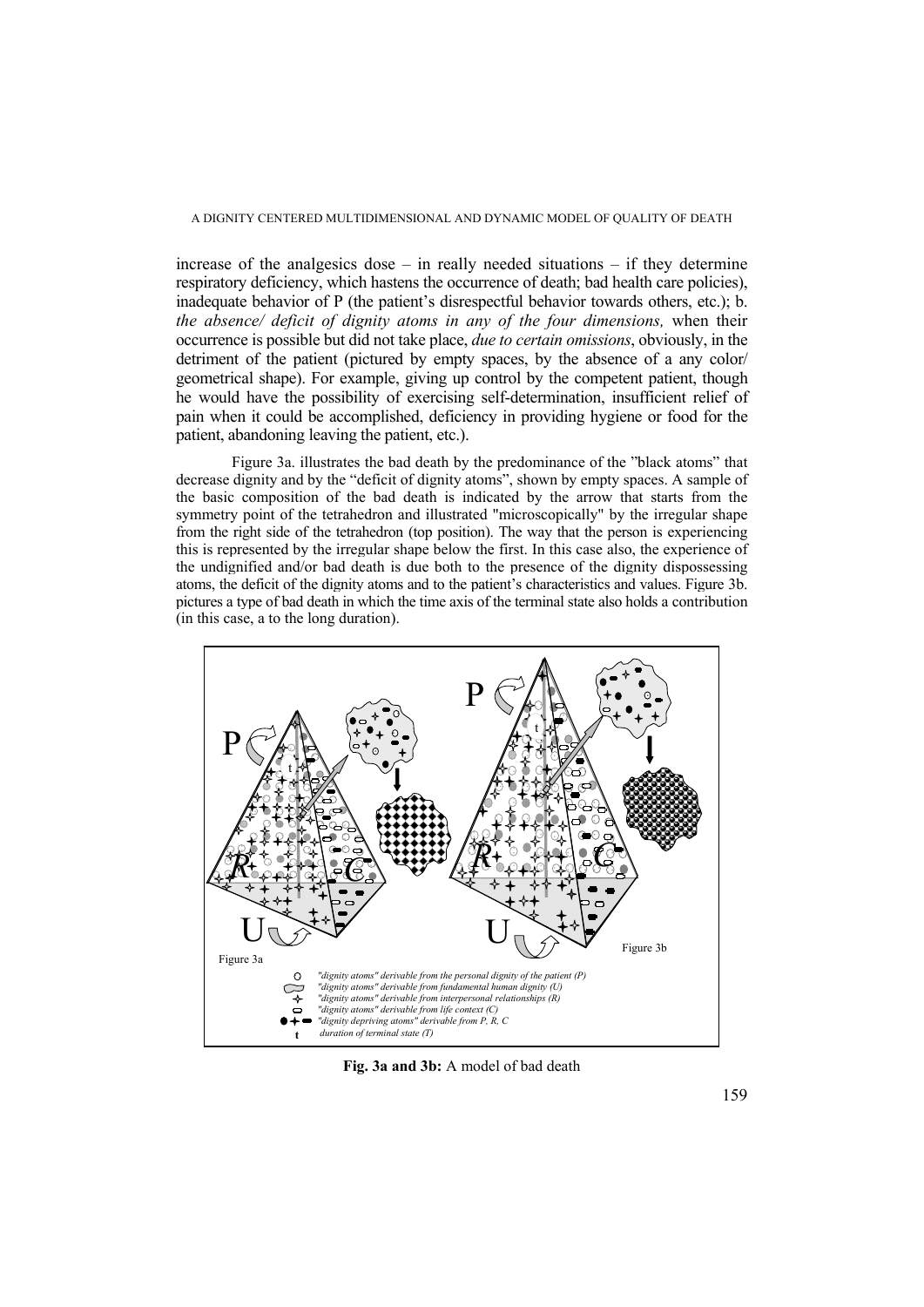increase of the analgesics dose – in really needed situations – if they determine respiratory deficiency, which hastens the occurrence of death; bad health care policies), inadequate behavior of P (the patient's disrespectful behavior towards others, etc.); b. *the absence/ deficit of dignity atoms in any of the four dimensions,* when their occurrence is possible but did not take place, *due to certain omissions*, obviously, in the detriment of the patient (pictured by empty spaces, by the absence of a any color/ geometrical shape). For example, giving up control by the competent patient, though he would have the possibility of exercising self-determination, insufficient relief of pain when it could be accomplished, deficiency in providing hygiene or food for the patient, abandoning leaving the patient, etc.).

Figure 3a. illustrates the bad death by the predominance of the "black atoms" that decrease dignity and by the "deficit of dignity atoms", shown by empty spaces. A sample of the basic composition of the bad death is indicated by the arrow that starts from the symmetry point of the tetrahedron and illustrated "microscopically" by the irregular shape from the right side of the tetrahedron (top position). The way that the person is experiencing this is represented by the irregular shape below the first. In this case also, the experience of the undignified and/or bad death is due both to the presence of the dignity dispossessing atoms, the deficit of the dignity atoms and to the patient's characteristics and values. Figure 3b. pictures a type of bad death in which the time axis of the terminal state also holds a contribution (in this case, a to the long duration).

P

P

t

t

R

C

R

C

U

U

Figure 3a

Figure 3b

*"dignity atoms" derivable from the personal dignity of the patient (P)*
*"dignity atoms" derivable from fundamental human dignity (U)*
*"dignity atoms" derivable from interpersonal relationships (R)*
*"dignity atoms" derivable from life context (C)*
*"dignity depriving atoms" derivable from P, R, C*
**t** *duration of terminal state (T)*

**Fig. 3a and 3b:** A model of bad death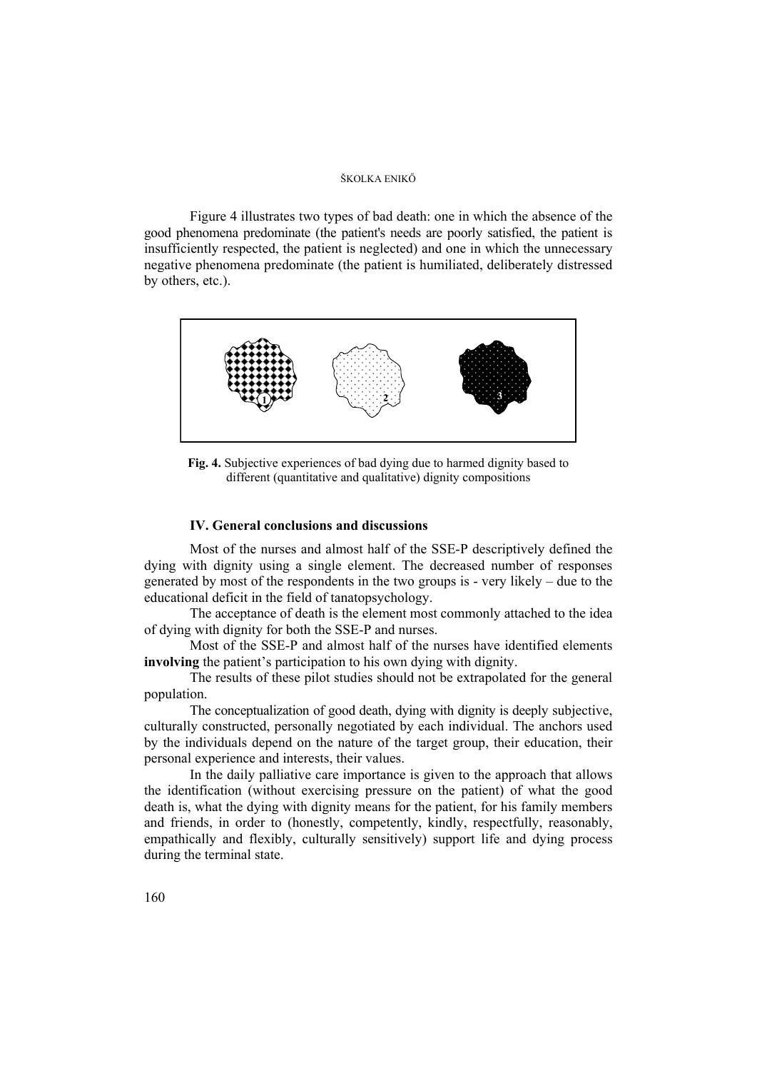Figure 4 illustrates two types of bad death: one in which the absence of the good phenomena predominate (the patient's needs are poorly satisfied, the patient is insufficiently respected, the patient is neglected) and one in which the unnecessary negative phenomena predominate (the patient is humiliated, deliberately distressed by others, etc.).

1

2

3

**Fig. 4.** Subjective experiences of bad dying due to harmed dignity based to different (quantitative and qualitative) dignity compositions

### IV. General conclusions and discussions

Most of the nurses and almost half of the SSE-P descriptively defined the dying with dignity using a single element. The decreased number of responses generated by most of the respondents in the two groups is - very likely – due to the educational deficit in the field of tanatopsychology.

The acceptance of death is the element most commonly attached to the idea of dying with dignity for both the SSE-P and nurses.

Most of the SSE-P and almost half of the nurses have identified elements **involving** the patient's participation to his own dying with dignity.

The results of these pilot studies should not be extrapolated for the general population.

The conceptualization of good death, dying with dignity is deeply subjective, culturally constructed, personally negotiated by each individual. The anchors used by the individuals depend on the nature of the target group, their education, their personal experience and interests, their values.

In the daily palliative care importance is given to the approach that allows the identification (without exercising pressure on the patient) of what the good death is, what the dying with dignity means for the patient, for his family members and friends, in order to (honestly, competently, kindly, respectfully, reasonably, empathically and flexibly, culturally sensitively) support life and dying process during the terminal state.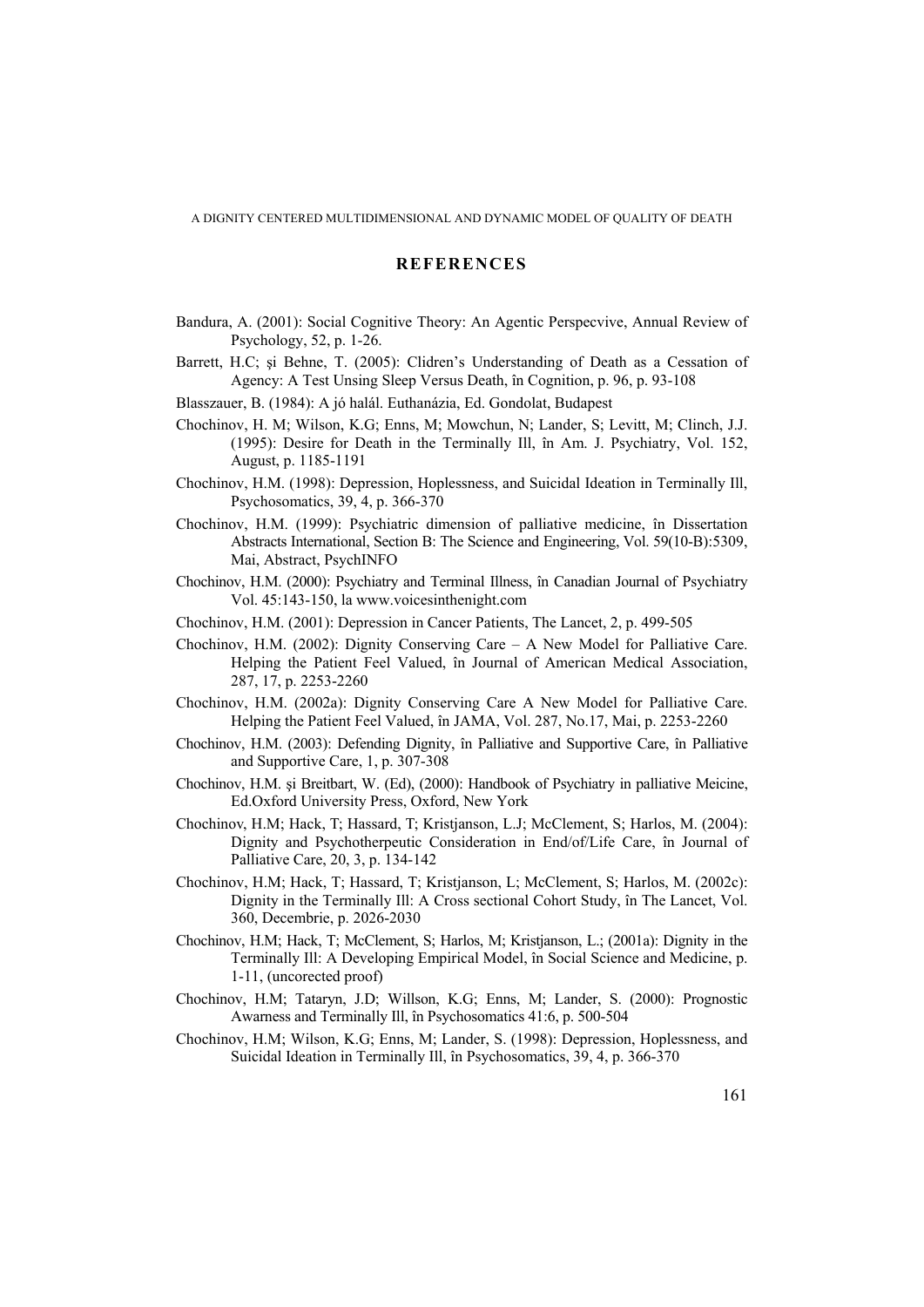## REFERENCES

Bandura, A. (2001): Social Cognitive Theory: An Agentic Perspecvive, Annual Review of Psychology, 52, p. 1-26.

Barrett, H.C; şi Behne, T. (2005): Clidren's Understanding of Death as a Cessation of Agency: A Test Unsing Sleep Versus Death, în Cognition, p. 96, p. 93-108

Blasszauer, B. (1984): A jó halál. Euthanázia, Ed. Gondolat, Budapest

Chochinov, H. M; Wilson, K.G; Enns, M; Mowchun, N; Lander, S; Levitt, M; Clinch, J.J. (1995): Desire for Death in the Terminally Ill, în Am. J. Psychiatry, Vol. 152, August, p. 1185-1191

Chochinov, H.M. (1998): Depression, Hoplessness, and Suicidal Ideation in Terminally Ill, Psychosomatics, 39, 4, p. 366-370

Chochinov, H.M. (1999): Psychiatric dimension of palliative medicine, în Dissertation Abstracts International, Section B: The Science and Engineering, Vol. 59(10-B):5309, Mai, Abstract, PsychINFO

Chochinov, H.M. (2000): Psychiatry and Terminal Illness, în Canadian Journal of Psychiatry Vol. 45:143-150, la www.voicesinthenight.com

Chochinov, H.M. (2001): Depression in Cancer Patients, The Lancet, 2, p. 499-505

Chochinov, H.M. (2002): Dignity Conserving Care – A New Model for Palliative Care. Helping the Patient Feel Valued, în Journal of American Medical Association, 287, 17, p. 2253-2260

Chochinov, H.M. (2002a): Dignity Conserving Care A New Model for Palliative Care. Helping the Patient Feel Valued, în JAMA, Vol. 287, No.17, Mai, p. 2253-2260

Chochinov, H.M. (2003): Defending Dignity, în Palliative and Supportive Care, în Palliative and Supportive Care, 1, p. 307-308

Chochinov, H.M. şi Breitbart, W. (Ed), (2000): Handbook of Psychiatry in palliative Meicine, Ed.Oxford University Press, Oxford, New York

Chochinov, H.M; Hack, T; Hassard, T; Kristjanson, L.J; McClement, S; Harlos, M. (2004): Dignity and Psychotherpeutic Consideration in End/of/Life Care, în Journal of Palliative Care, 20, 3, p. 134-142

Chochinov, H.M; Hack, T; Hassard, T; Kristjanson, L; McClement, S; Harlos, M. (2002c): Dignity in the Terminally Ill: A Cross sectional Cohort Study, în The Lancet, Vol. 360, Decembrie, p. 2026-2030

Chochinov, H.M; Hack, T; McClement, S; Harlos, M; Kristjanson, L.; (2001a): Dignity in the Terminally Ill: A Developing Empirical Model, în Social Science and Medicine, p. 1-11, (uncorected proof)

Chochinov, H.M; Tataryn, J.D; Willson, K.G; Enns, M; Lander, S. (2000): Prognostic Awarness and Terminally Ill, în Psychosomatics 41:6, p. 500-504

Chochinov, H.M; Wilson, K.G; Enns, M; Lander, S. (1998): Depression, Hoplessness, and Suicidal Ideation in Terminally Ill, în Psychosomatics, 39, 4, p. 366-370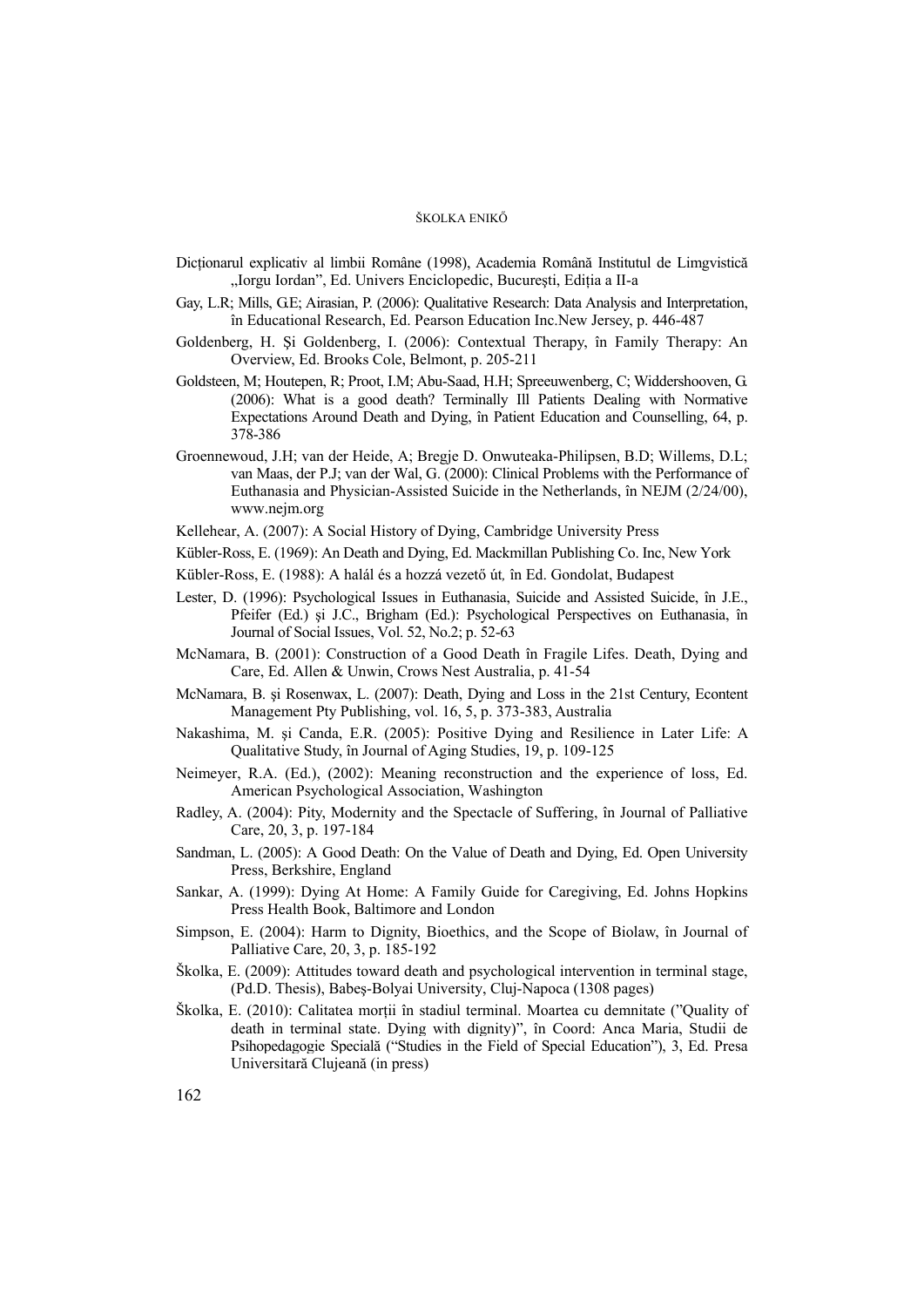Dicționarul explicativ al limbii Române (1998), Academia Română Institutul de Limgvistică „Iorgu Iordan", Ed. Univers Enciclopedic, Bucureşti, Ediția a II-a

Gay, L.R; Mills, G.E; Airasian, P. (2006): Qualitative Research: Data Analysis and Interpretation, în Educational Research, Ed. Pearson Education Inc.New Jersey, p. 446-487

Goldenberg, H. Şi Goldenberg, I. (2006): Contextual Therapy, în Family Therapy: An Overview, Ed. Brooks Cole, Belmont, p. 205-211

Goldsteen, M; Houtepen, R; Proot, I.M; Abu-Saad, H.H; Spreeuwenberg, C; Widdershooven, G. (2006): What is a good death? Terminally Ill Patients Dealing with Normative Expectations Around Death and Dying, în Patient Education and Counselling, 64, p. 378-386

Groennewoud, J.H; van der Heide, A; Bregje D. Onwuteaka-Philipsen, B.D; Willems, D.L; van Maas, der P.J; van der Wal, G. (2000): Clinical Problems with the Performance of Euthanasia and Physician-Assisted Suicide in the Netherlands, în NEJM (2/24/00), www.nejm.org

Kellehear, A. (2007): A Social History of Dying, Cambridge University Press

Kübler-Ross, E. (1969): An Death and Dying, Ed. Mackmillan Publishing Co. Inc, New York

Kübler-Ross, E. (1988): A halál és a hozzá vezető út*,* în Ed. Gondolat, Budapest

Lester, D. (1996): Psychological Issues in Euthanasia, Suicide and Assisted Suicide, în J.E., Pfeifer (Ed.) şi J.C., Brigham (Ed.): Psychological Perspectives on Euthanasia, în Journal of Social Issues, Vol. 52, No.2; p. 52-63

McNamara, B. (2001): Construction of a Good Death în Fragile Lifes. Death, Dying and Care, Ed. Allen & Unwin, Crows Nest Australia, p. 41-54

McNamara, B. şi Rosenwax, L. (2007): Death, Dying and Loss in the 21st Century, Econtent Management Pty Publishing, vol. 16, 5, p. 373-383, Australia

Nakashima, M. şi Canda, E.R. (2005): Positive Dying and Resilience in Later Life: A Qualitative Study, în Journal of Aging Studies, 19, p. 109-125

Neimeyer, R.A. (Ed.), (2002): Meaning reconstruction and the experience of loss, Ed. American Psychological Association, Washington

Radley, A. (2004): Pity, Modernity and the Spectacle of Suffering, în Journal of Palliative Care, 20, 3, p. 197-184

Sandman, L. (2005): A Good Death: On the Value of Death and Dying, Ed. Open University Press, Berkshire, England

Sankar, A. (1999): Dying At Home: A Family Guide for Caregiving, Ed. Johns Hopkins Press Health Book, Baltimore and London

Simpson, E. (2004): Harm to Dignity, Bioethics, and the Scope of Biolaw, în Journal of Palliative Care, 20, 3, p. 185-192

Školka, E. (2009): Attitudes toward death and psychological intervention in terminal stage, (Pd.D. Thesis), Babeş-Bolyai University, Cluj-Napoca (1308 pages)

Školka, E. (2010): Calitatea morții în stadiul terminal. Moartea cu demnitate ("Quality of death in terminal state. Dying with dignity)", în Coord: Anca Maria, Studii de Psihopedagogie Specială ("Studies in the Field of Special Education"), 3, Ed. Presa Universitară Clujeană (in press)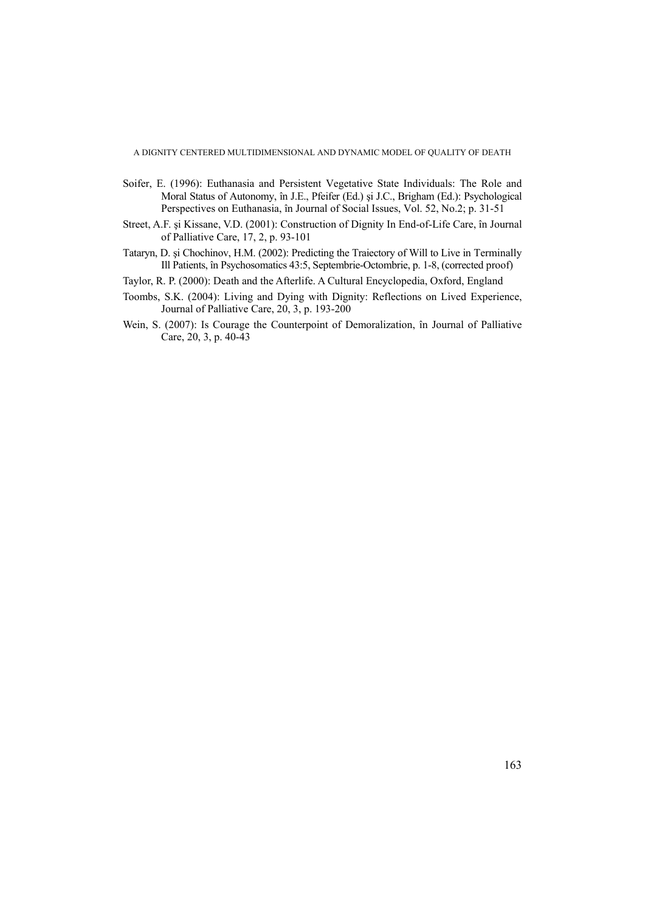Soifer, E. (1996): Euthanasia and Persistent Vegetative State Individuals: The Role and Moral Status of Autonomy, în J.E., Pfeifer (Ed.) şi J.C., Brigham (Ed.): Psychological Perspectives on Euthanasia, în Journal of Social Issues, Vol. 52, No.2; p. 31-51

Street, A.F. şi Kissane, V.D. (2001): Construction of Dignity In End-of-Life Care, în Journal of Palliative Care, 17, 2, p. 93-101

Tataryn, D. şi Chochinov, H.M. (2002): Predicting the Traiectory of Will to Live in Terminally Ill Patients, în Psychosomatics 43:5, Septembrie-Octombrie, p. 1-8, (corrected proof)

Taylor, R. P. (2000): Death and the Afterlife. A Cultural Encyclopedia, Oxford, England

Toombs, S.K. (2004): Living and Dying with Dignity: Reflections on Lived Experience, Journal of Palliative Care, 20, 3, p. 193-200

Wein, S. (2007): Is Courage the Counterpoint of Demoralization, în Journal of Palliative Care, 20, 3, p. 40-43